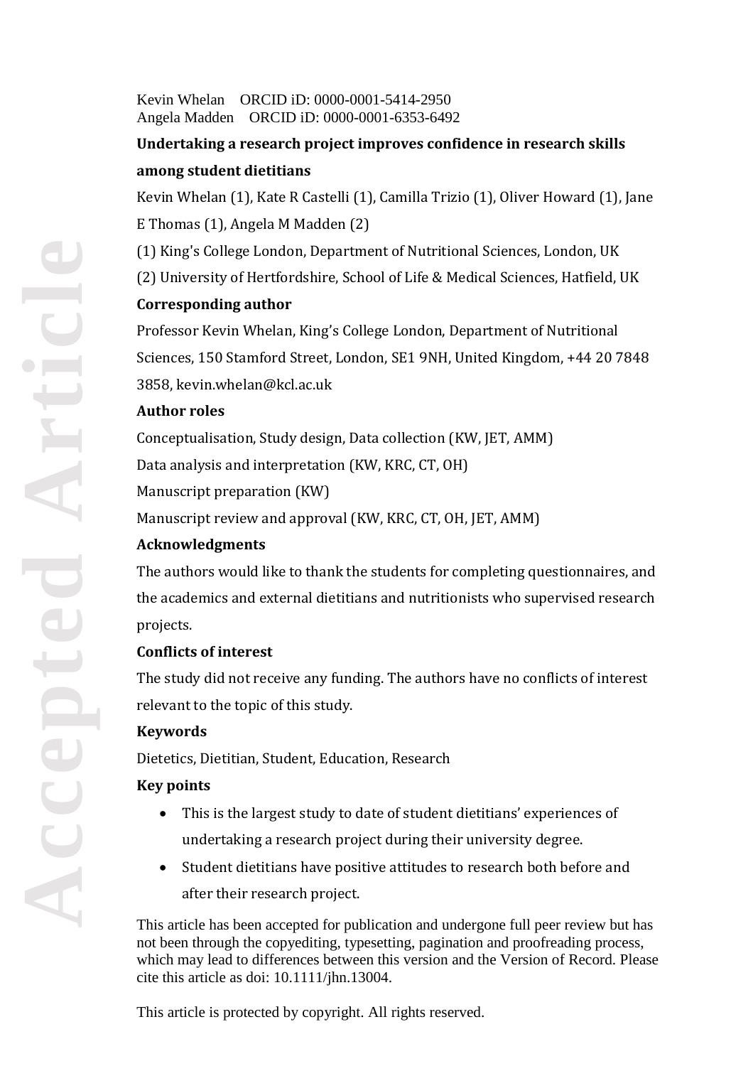Kevin Whelan ORCID iD: 0000-0001-5414-2950
Angela Madden ORCID iD: 0000-0001-6353-6492

# Undertaking a research project improves confidence in research skills among student dietitians

Kevin Whelan (1), Kate R Castelli (1), Camilla Trizio (1), Oliver Howard (1), Jane E Thomas (1), Angela M Madden (2)

(1) King's College London, Department of Nutritional Sciences, London, UK

(2) University of Hertfordshire, School of Life & Medical Sciences, Hatfield, UK

**Corresponding author**

Professor Kevin Whelan, King's College London, Department of Nutritional Sciences, 150 Stamford Street, London, SE1 9NH, United Kingdom, +44 20 7848 3858, kevin.whelan@kcl.ac.uk

**Author roles**

Conceptualisation, Study design, Data collection (KW, JET, AMM)

Data analysis and interpretation (KW, KRC, CT, OH)

Manuscript preparation (KW)

Manuscript review and approval (KW, KRC, CT, OH, JET, AMM)

**Acknowledgments**

The authors would like to thank the students for completing questionnaires, and the academics and external dietitians and nutritionists who supervised research projects.

**Conflicts of interest**

The study did not receive any funding. The authors have no conflicts of interest relevant to the topic of this study.

**Keywords**

Dietetics, Dietitian, Student, Education, Research

**Key points**

- This is the largest study to date of student dietitians' experiences of undertaking a research project during their university degree.
- Student dietitians have positive attitudes to research both before and after their research project.

This article has been accepted for publication and undergone full peer review but has not been through the copyediting, typesetting, pagination and proofreading process, which may lead to differences between this version and the Version of Record. Please cite this article as doi: 10.1111/jhn.13004.

This article is protected by copyright. All rights reserved.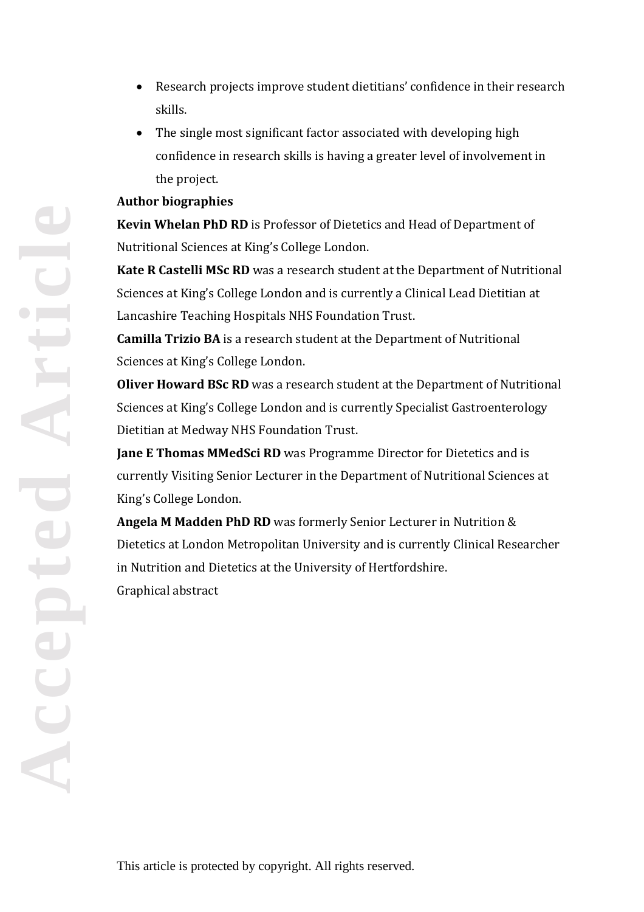- Research projects improve student dietitians' confidence in their research skills.
- The single most significant factor associated with developing high confidence in research skills is having a greater level of involvement in the project.

**Author biographies**

**Kevin Whelan PhD RD** is Professor of Dietetics and Head of Department of Nutritional Sciences at King's College London.

**Kate R Castelli MSc RD** was a research student at the Department of Nutritional Sciences at King's College London and is currently a Clinical Lead Dietitian at Lancashire Teaching Hospitals NHS Foundation Trust.

**Camilla Trizio BA** is a research student at the Department of Nutritional Sciences at King's College London.

**Oliver Howard BSc RD** was a research student at the Department of Nutritional Sciences at King's College London and is currently Specialist Gastroenterology Dietitian at Medway NHS Foundation Trust.

**Jane E Thomas MMedSci RD** was Programme Director for Dietetics and is currently Visiting Senior Lecturer in the Department of Nutritional Sciences at King's College London.

**Angela M Madden PhD RD** was formerly Senior Lecturer in Nutrition & Dietetics at London Metropolitan University and is currently Clinical Researcher in Nutrition and Dietetics at the University of Hertfordshire.

Graphical abstract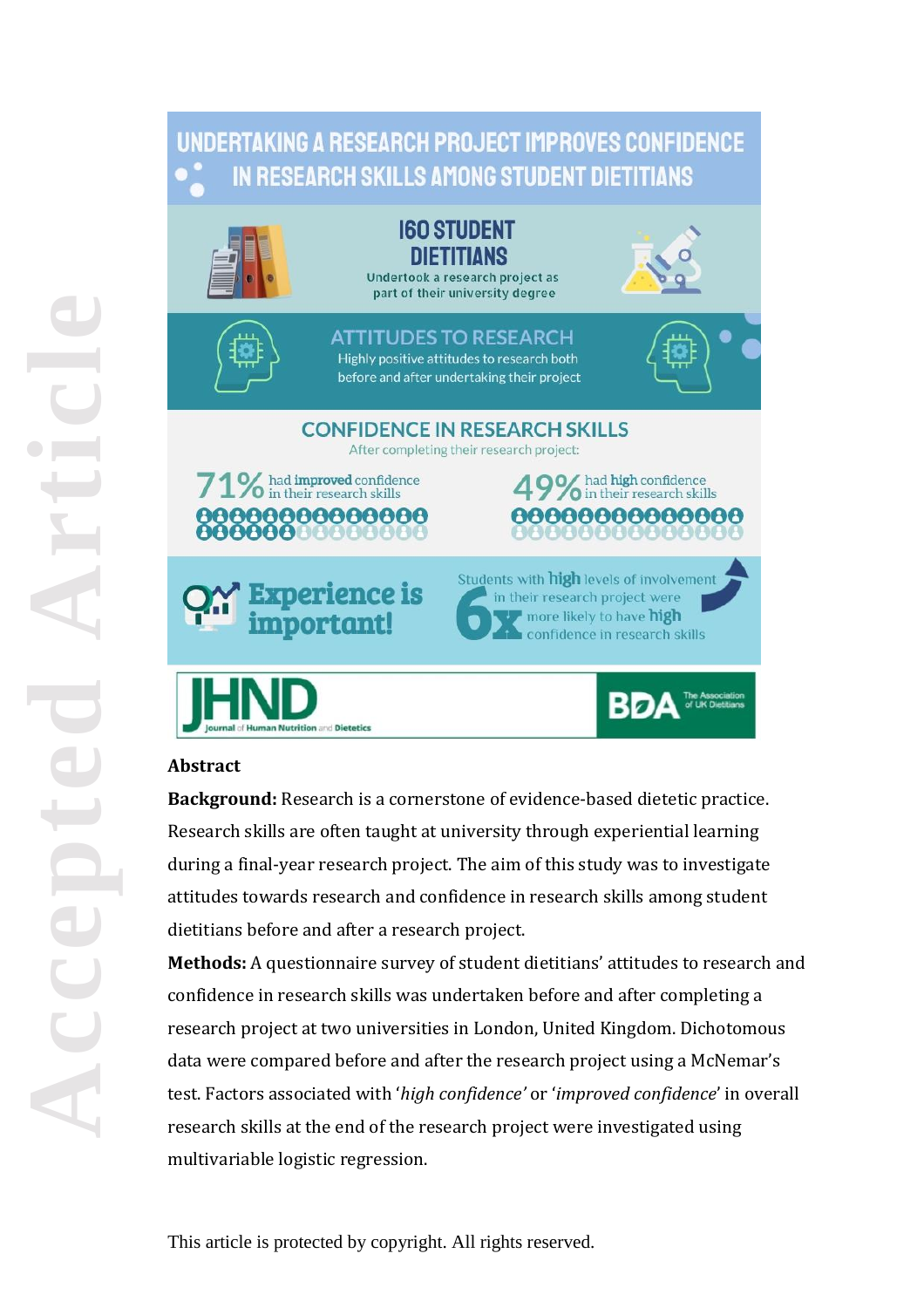# UNDERTAKING A RESEARCH PROJECT IMPROVES CONFIDENCE IN RESEARCH SKILLS AMONG STUDENT DIETITIANS

**160 STUDENT DIETITIANS**

Undertook a research project as part of their university degree

**ATTITUDES TO RESEARCH**

Highly positive attitudes to research both before and after undertaking their project

**CONFIDENCE IN RESEARCH SKILLS**

After completing their research project:

71% had **improved** confidence in their research skills

49% had **high** confidence in their research skills

**Experience is important!**

Students with **high** levels of involvement in their research project were **6x** more likely to have **high** confidence in research skills

JHND Journal of Human Nutrition and Dietetics

BDA The Association of UK Dietitians

**Abstract**

**Background:** Research is a cornerstone of evidence-based dietetic practice. Research skills are often taught at university through experiential learning during a final-year research project. The aim of this study was to investigate attitudes towards research and confidence in research skills among student dietitians before and after a research project.

**Methods:** A questionnaire survey of student dietitians' attitudes to research and confidence in research skills was undertaken before and after completing a research project at two universities in London, United Kingdom. Dichotomous data were compared before and after the research project using a McNemar's test. Factors associated with '*high confidence'* or '*improved confidence*' in overall research skills at the end of the research project were investigated using multivariable logistic regression.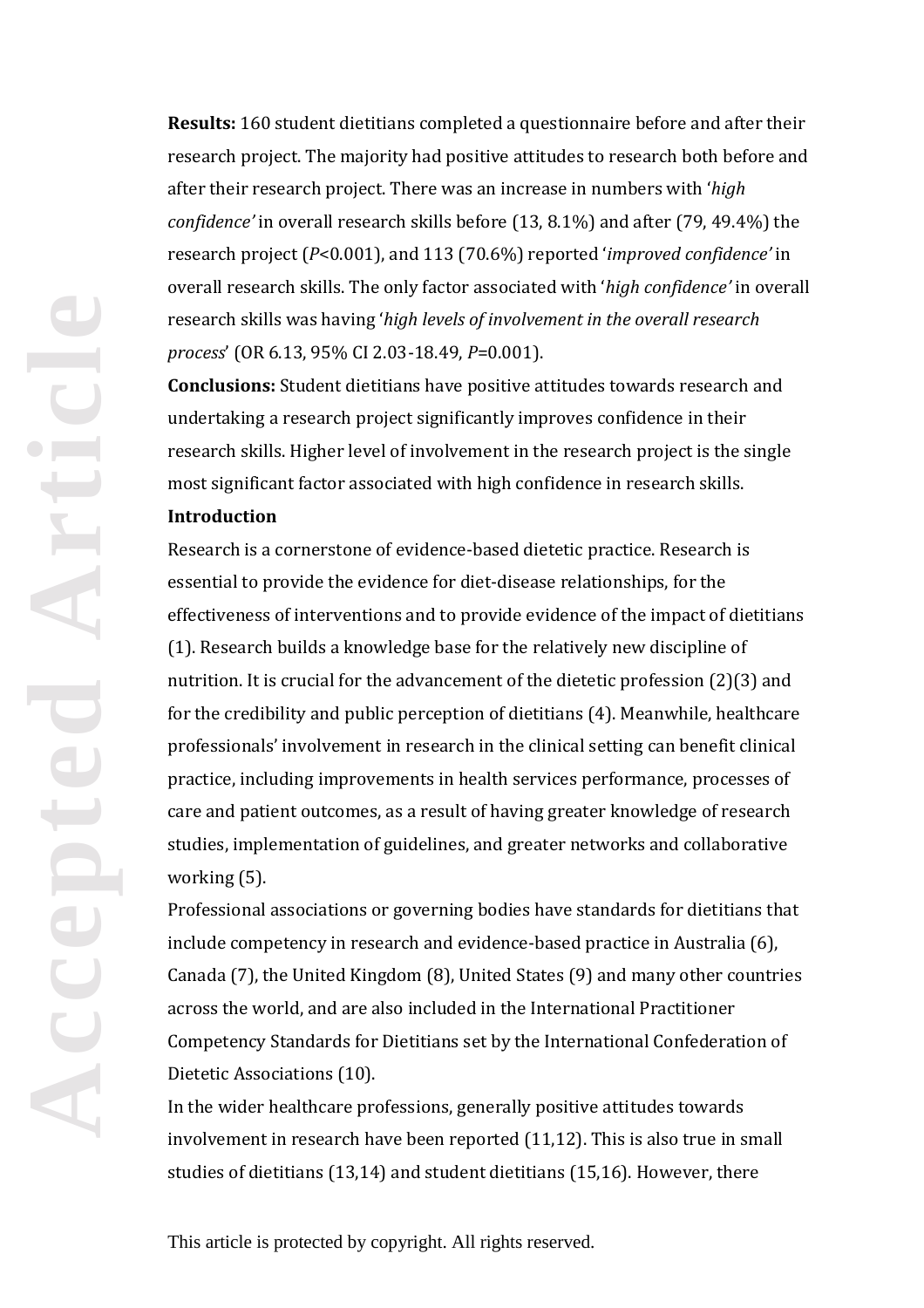**Results:** 160 student dietitians completed a questionnaire before and after their research project. The majority had positive attitudes to research both before and after their research project. There was an increase in numbers with '*high confidence'* in overall research skills before (13, 8.1%) and after (79, 49.4%) the research project (*P*<0.001), and 113 (70.6%) reported '*improved confidence'* in overall research skills. The only factor associated with '*high confidence'* in overall research skills was having '*high levels of involvement in the overall research process*' (OR 6.13, 95% CI 2.03-18.49, *P*=0.001).

**Conclusions:** Student dietitians have positive attitudes towards research and undertaking a research project significantly improves confidence in their research skills. Higher level of involvement in the research project is the single most significant factor associated with high confidence in research skills.

## Introduction

Research is a cornerstone of evidence-based dietetic practice. Research is essential to provide the evidence for diet-disease relationships, for the effectiveness of interventions and to provide evidence of the impact of dietitians (1). Research builds a knowledge base for the relatively new discipline of nutrition. It is crucial for the advancement of the dietetic profession (2)(3) and for the credibility and public perception of dietitians (4). Meanwhile, healthcare professionals' involvement in research in the clinical setting can benefit clinical practice, including improvements in health services performance, processes of care and patient outcomes, as a result of having greater knowledge of research studies, implementation of guidelines, and greater networks and collaborative working (5).

Professional associations or governing bodies have standards for dietitians that include competency in research and evidence-based practice in Australia (6), Canada (7), the United Kingdom (8), United States (9) and many other countries across the world, and are also included in the International Practitioner Competency Standards for Dietitians set by the International Confederation of Dietetic Associations (10).

In the wider healthcare professions, generally positive attitudes towards involvement in research have been reported (11,12). This is also true in small studies of dietitians (13,14) and student dietitians (15,16). However, there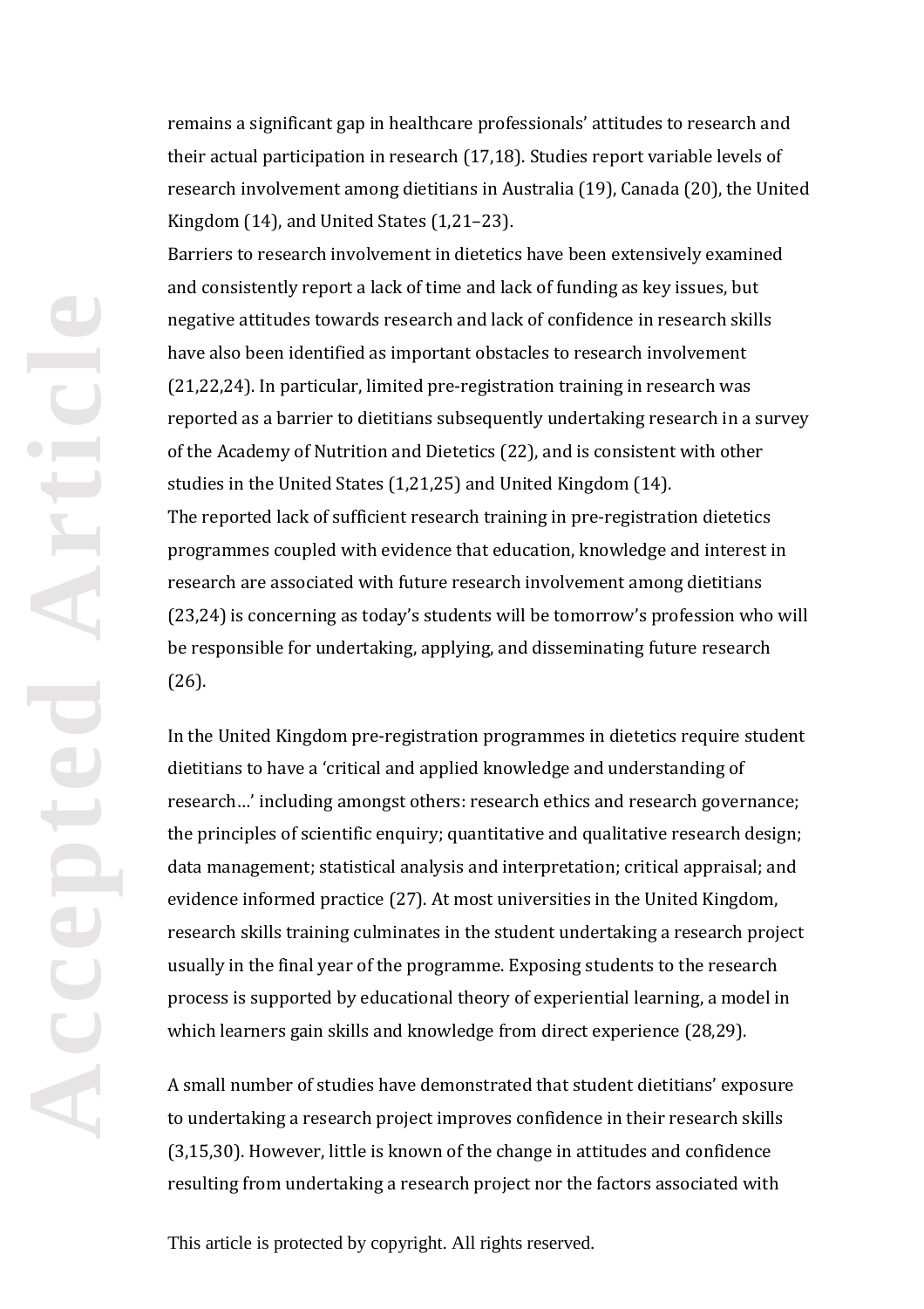remains a significant gap in healthcare professionals' attitudes to research and their actual participation in research (17,18). Studies report variable levels of research involvement among dietitians in Australia (19), Canada (20), the United Kingdom (14), and United States (1,21–23).

Barriers to research involvement in dietetics have been extensively examined and consistently report a lack of time and lack of funding as key issues, but negative attitudes towards research and lack of confidence in research skills have also been identified as important obstacles to research involvement (21,22,24). In particular, limited pre-registration training in research was reported as a barrier to dietitians subsequently undertaking research in a survey of the Academy of Nutrition and Dietetics (22), and is consistent with other studies in the United States (1,21,25) and United Kingdom (14).

The reported lack of sufficient research training in pre-registration dietetics programmes coupled with evidence that education, knowledge and interest in research are associated with future research involvement among dietitians (23,24) is concerning as today's students will be tomorrow's profession who will be responsible for undertaking, applying, and disseminating future research (26).

In the United Kingdom pre-registration programmes in dietetics require student dietitians to have a 'critical and applied knowledge and understanding of research…' including amongst others: research ethics and research governance; the principles of scientific enquiry; quantitative and qualitative research design; data management; statistical analysis and interpretation; critical appraisal; and evidence informed practice (27). At most universities in the United Kingdom, research skills training culminates in the student undertaking a research project usually in the final year of the programme. Exposing students to the research process is supported by educational theory of experiential learning, a model in which learners gain skills and knowledge from direct experience (28,29).

A small number of studies have demonstrated that student dietitians' exposure to undertaking a research project improves confidence in their research skills (3,15,30). However, little is known of the change in attitudes and confidence resulting from undertaking a research project nor the factors associated with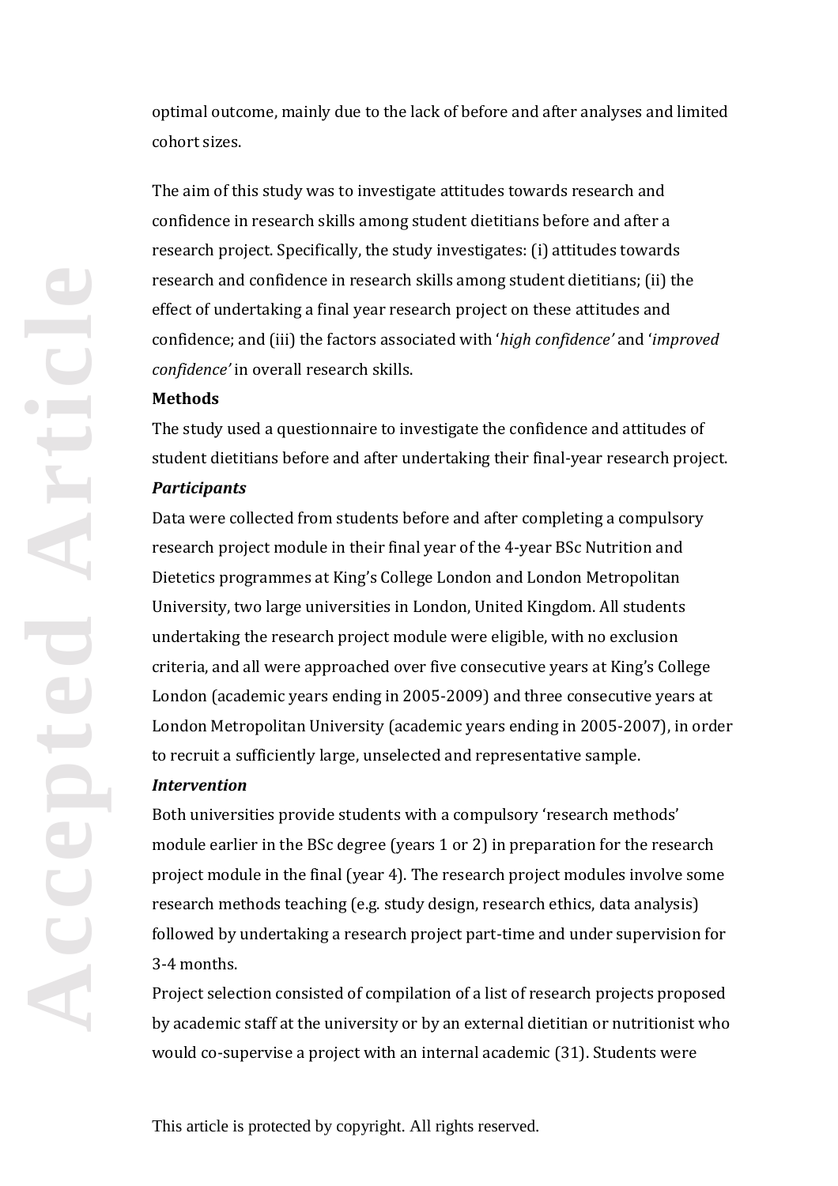optimal outcome, mainly due to the lack of before and after analyses and limited cohort sizes.

The aim of this study was to investigate attitudes towards research and confidence in research skills among student dietitians before and after a research project. Specifically, the study investigates: (i) attitudes towards research and confidence in research skills among student dietitians; (ii) the effect of undertaking a final year research project on these attitudes and confidence; and (iii) the factors associated with '*high confidence'* and '*improved confidence'* in overall research skills.

**Methods**

The study used a questionnaire to investigate the confidence and attitudes of student dietitians before and after undertaking their final-year research project.

***Participants***

Data were collected from students before and after completing a compulsory research project module in their final year of the 4-year BSc Nutrition and Dietetics programmes at King's College London and London Metropolitan University, two large universities in London, United Kingdom. All students undertaking the research project module were eligible, with no exclusion criteria, and all were approached over five consecutive years at King's College London (academic years ending in 2005-2009) and three consecutive years at London Metropolitan University (academic years ending in 2005-2007), in order to recruit a sufficiently large, unselected and representative sample.

***Intervention***

Both universities provide students with a compulsory 'research methods' module earlier in the BSc degree (years 1 or 2) in preparation for the research project module in the final (year 4). The research project modules involve some research methods teaching (e.g. study design, research ethics, data analysis) followed by undertaking a research project part-time and under supervision for 3-4 months.

Project selection consisted of compilation of a list of research projects proposed by academic staff at the university or by an external dietitian or nutritionist who would co-supervise a project with an internal academic (31). Students were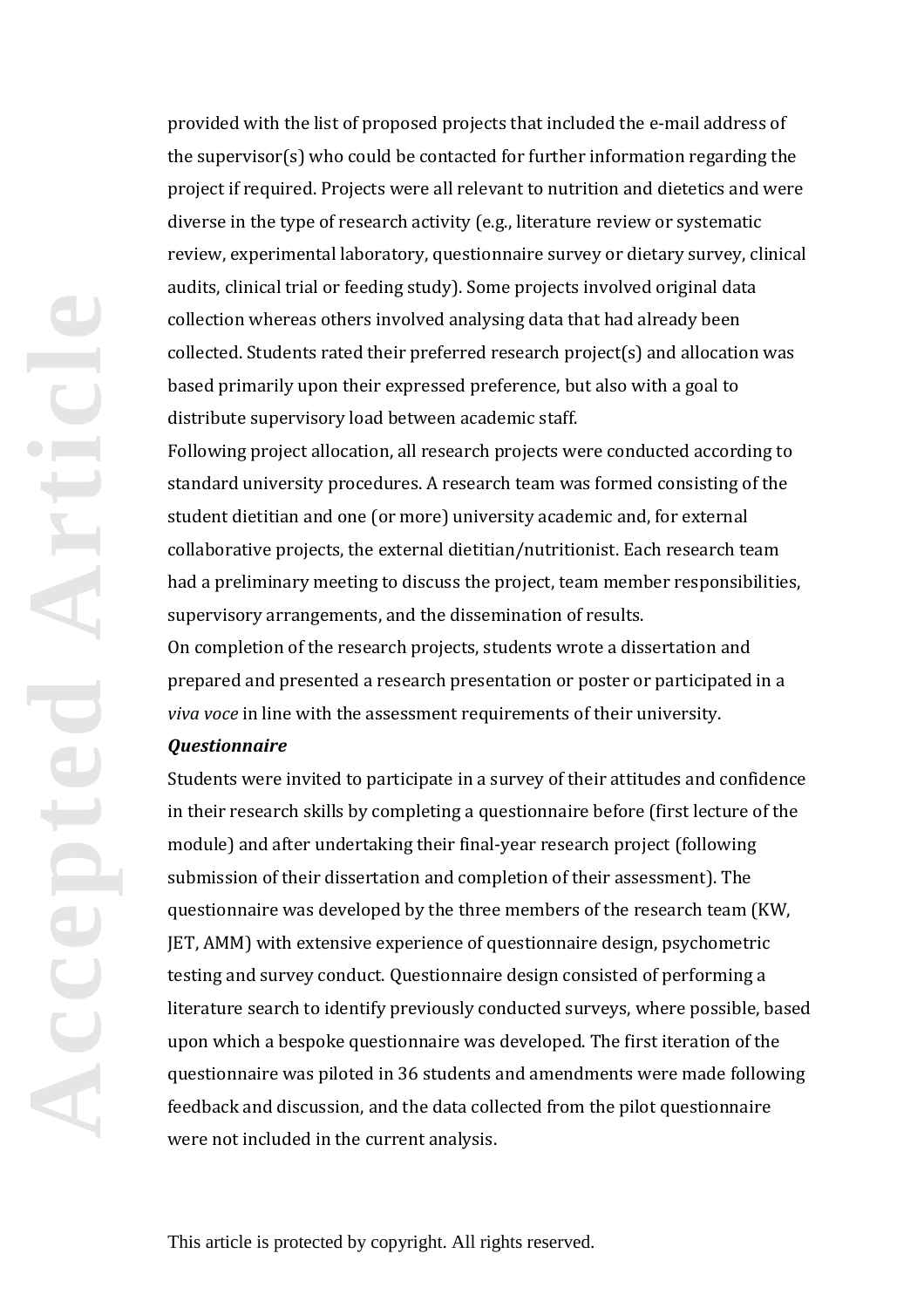provided with the list of proposed projects that included the e-mail address of the supervisor(s) who could be contacted for further information regarding the project if required. Projects were all relevant to nutrition and dietetics and were diverse in the type of research activity (e.g., literature review or systematic review, experimental laboratory, questionnaire survey or dietary survey, clinical audits, clinical trial or feeding study). Some projects involved original data collection whereas others involved analysing data that had already been collected. Students rated their preferred research project(s) and allocation was based primarily upon their expressed preference, but also with a goal to distribute supervisory load between academic staff.

Following project allocation, all research projects were conducted according to standard university procedures. A research team was formed consisting of the student dietitian and one (or more) university academic and, for external collaborative projects, the external dietitian/nutritionist. Each research team had a preliminary meeting to discuss the project, team member responsibilities, supervisory arrangements, and the dissemination of results.

On completion of the research projects, students wrote a dissertation and prepared and presented a research presentation or poster or participated in a *viva voce* in line with the assessment requirements of their university.

***Questionnaire***

Students were invited to participate in a survey of their attitudes and confidence in their research skills by completing a questionnaire before (first lecture of the module) and after undertaking their final-year research project (following submission of their dissertation and completion of their assessment). The questionnaire was developed by the three members of the research team (KW, JET, AMM) with extensive experience of questionnaire design, psychometric testing and survey conduct. Questionnaire design consisted of performing a literature search to identify previously conducted surveys, where possible, based upon which a bespoke questionnaire was developed. The first iteration of the questionnaire was piloted in 36 students and amendments were made following feedback and discussion, and the data collected from the pilot questionnaire were not included in the current analysis.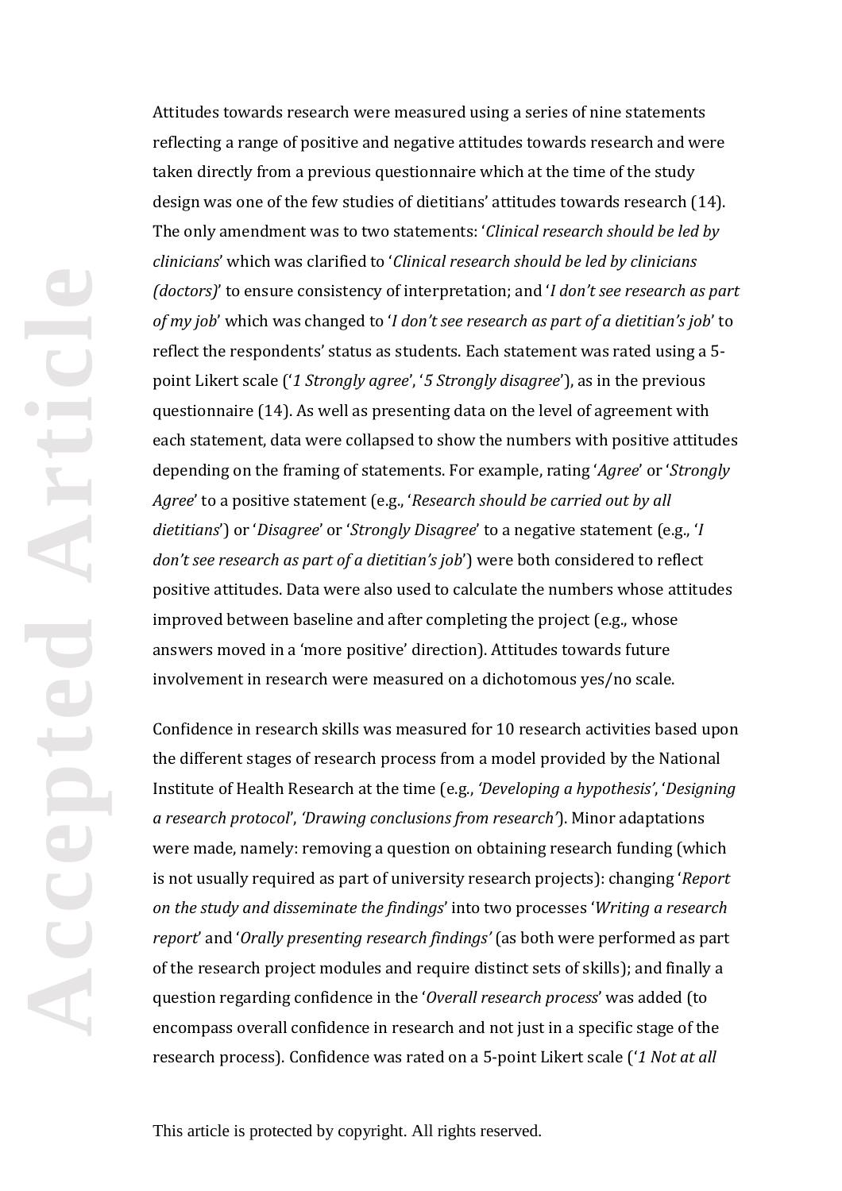Attitudes towards research were measured using a series of nine statements reflecting a range of positive and negative attitudes towards research and were taken directly from a previous questionnaire which at the time of the study design was one of the few studies of dietitians' attitudes towards research (14). The only amendment was to two statements: '*Clinical research should be led by clinicians*' which was clarified to '*Clinical research should be led by clinicians (doctors)*' to ensure consistency of interpretation; and '*I don't see research as part of my job*' which was changed to '*I don't see research as part of a dietitian's job*' to reflect the respondents' status as students. Each statement was rated using a 5-point Likert scale ('*1 Strongly agree*', '*5 Strongly disagree*'), as in the previous questionnaire (14). As well as presenting data on the level of agreement with each statement, data were collapsed to show the numbers with positive attitudes depending on the framing of statements. For example, rating '*Agree*' or '*Strongly Agree*' to a positive statement (e.g., '*Research should be carried out by all dietitians*') or '*Disagree*' or '*Strongly Disagree*' to a negative statement (e.g., '*I don't see research as part of a dietitian's job*') were both considered to reflect positive attitudes. Data were also used to calculate the numbers whose attitudes improved between baseline and after completing the project (e.g., whose answers moved in a 'more positive' direction). Attitudes towards future involvement in research were measured on a dichotomous yes/no scale.

Confidence in research skills was measured for 10 research activities based upon the different stages of research process from a model provided by the National Institute of Health Research at the time (e.g., *'Developing a hypothesis'*, '*Designing a research protocol*', *'Drawing conclusions from research'*). Minor adaptations were made, namely: removing a question on obtaining research funding (which is not usually required as part of university research projects): changing '*Report on the study and disseminate the findings*' into two processes '*Writing a research report*' and '*Orally presenting research findings'* (as both were performed as part of the research project modules and require distinct sets of skills); and finally a question regarding confidence in the '*Overall research process*' was added (to encompass overall confidence in research and not just in a specific stage of the research process). Confidence was rated on a 5-point Likert scale ('*1 Not at all*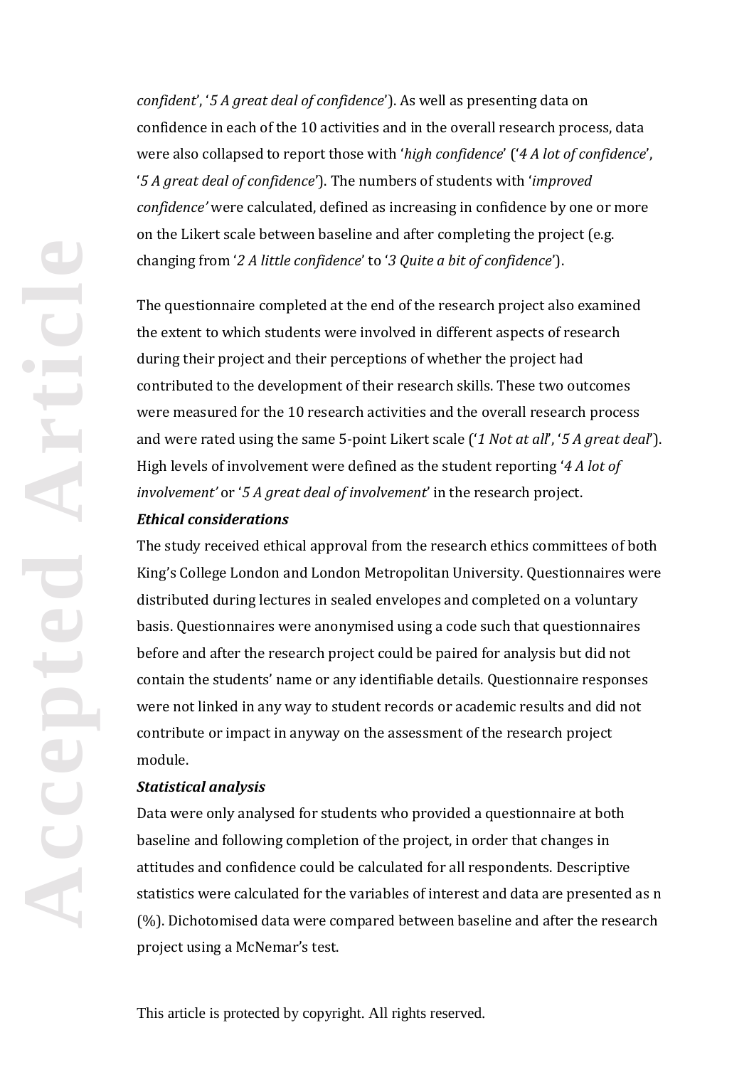*confident*', '*5 A great deal of confidence*'). As well as presenting data on confidence in each of the 10 activities and in the overall research process, data were also collapsed to report those with '*high confidence*' ('*4 A lot of confidence*', '*5 A great deal of confidence*'). The numbers of students with '*improved confidence'* were calculated, defined as increasing in confidence by one or more on the Likert scale between baseline and after completing the project (e.g. changing from '*2 A little confidence*' to '*3 Quite a bit of confidence*').

The questionnaire completed at the end of the research project also examined the extent to which students were involved in different aspects of research during their project and their perceptions of whether the project had contributed to the development of their research skills. These two outcomes were measured for the 10 research activities and the overall research process and were rated using the same 5-point Likert scale ('*1 Not at all*', '*5 A great deal*'). High levels of involvement were defined as the student reporting '*4 A lot of involvement'* or '*5 A great deal of involvement*' in the research project.

***Ethical considerations***

The study received ethical approval from the research ethics committees of both King's College London and London Metropolitan University. Questionnaires were distributed during lectures in sealed envelopes and completed on a voluntary basis. Questionnaires were anonymised using a code such that questionnaires before and after the research project could be paired for analysis but did not contain the students' name or any identifiable details. Questionnaire responses were not linked in any way to student records or academic results and did not contribute or impact in anyway on the assessment of the research project module.

***Statistical analysis***

Data were only analysed for students who provided a questionnaire at both baseline and following completion of the project, in order that changes in attitudes and confidence could be calculated for all respondents. Descriptive statistics were calculated for the variables of interest and data are presented as n (%). Dichotomised data were compared between baseline and after the research project using a McNemar's test.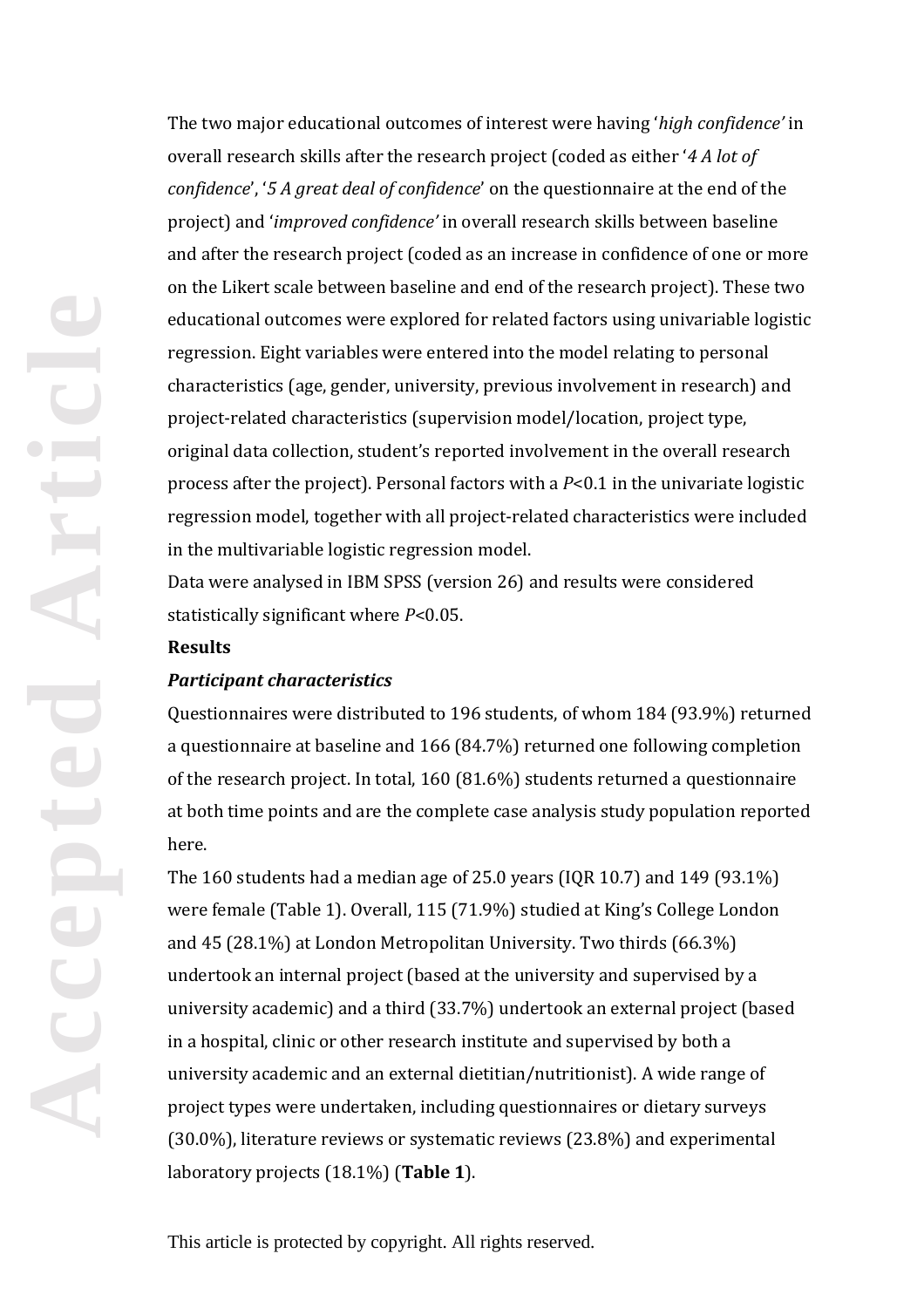The two major educational outcomes of interest were having '*high confidence'* in overall research skills after the research project (coded as either '*4 A lot of confidence*', '*5 A great deal of confidence*' on the questionnaire at the end of the project) and '*improved confidence'* in overall research skills between baseline and after the research project (coded as an increase in confidence of one or more on the Likert scale between baseline and end of the research project). These two educational outcomes were explored for related factors using univariable logistic regression. Eight variables were entered into the model relating to personal characteristics (age, gender, university, previous involvement in research) and project-related characteristics (supervision model/location, project type, original data collection, student's reported involvement in the overall research process after the project). Personal factors with a $P<0.1$ in the univariate logistic regression model, together with all project-related characteristics were included in the multivariable logistic regression model.

Data were analysed in IBM SPSS (version 26) and results were considered statistically significant where $P<0.05$.

## Results

### *Participant characteristics*

Questionnaires were distributed to 196 students, of whom 184 (93.9%) returned a questionnaire at baseline and 166 (84.7%) returned one following completion of the research project. In total, 160 (81.6%) students returned a questionnaire at both time points and are the complete case analysis study population reported here.

The 160 students had a median age of 25.0 years (IQR 10.7) and 149 (93.1%) were female (Table 1). Overall, 115 (71.9%) studied at King's College London and 45 (28.1%) at London Metropolitan University. Two thirds (66.3%) undertook an internal project (based at the university and supervised by a university academic) and a third (33.7%) undertook an external project (based in a hospital, clinic or other research institute and supervised by both a university academic and an external dietitian/nutritionist). A wide range of project types were undertaken, including questionnaires or dietary surveys (30.0%), literature reviews or systematic reviews (23.8%) and experimental laboratory projects (18.1%) (**Table 1**).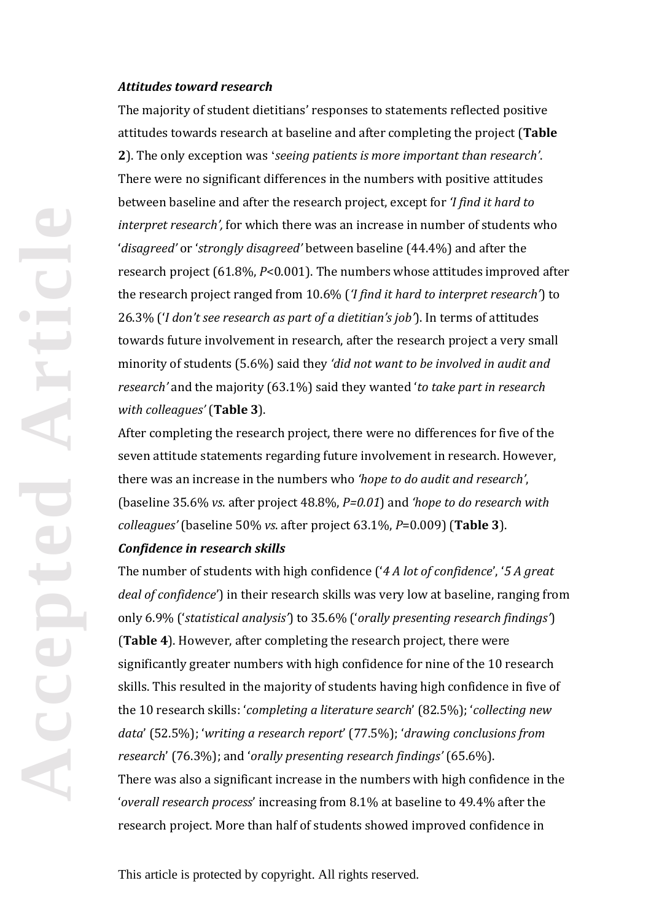***Attitudes toward research***

The majority of student dietitians' responses to statements reflected positive attitudes towards research at baseline and after completing the project (**Table 2**). The only exception was '*seeing patients is more important than research'*. There were no significant differences in the numbers with positive attitudes between baseline and after the research project, except for *'I find it hard to interpret research',* for which there was an increase in number of students who '*disagreed'* or '*strongly disagreed'* between baseline (44.4%) and after the research project (61.8%, $P<0.001$). The numbers whose attitudes improved after the research project ranged from 10.6% (*'I find it hard to interpret research'*) to 26.3% ('*I don't see research as part of a dietitian's job'*). In terms of attitudes towards future involvement in research, after the research project a very small minority of students (5.6%) said they *'did not want to be involved in audit and research'* and the majority (63.1%) said they wanted '*to take part in research with colleagues'* (**Table 3**).

After completing the research project, there were no differences for five of the seven attitude statements regarding future involvement in research. However, there was an increase in the numbers who *'hope to do audit and research'*, (baseline 35.6% *vs.* after project 48.8%, $P=0.01$) and *'hope to do research with colleagues'* (baseline 50% *vs*. after project 63.1%, $P=0.009$) (**Table 3**).

***Confidence in research skills***

The number of students with high confidence ('*4 A lot of confidence*', '*5 A great deal of confidence*') in their research skills was very low at baseline, ranging from only 6.9% ('*statistical analysis'*) to 35.6% ('*orally presenting research findings'*) (**Table 4**). However, after completing the research project, there were significantly greater numbers with high confidence for nine of the 10 research skills. This resulted in the majority of students having high confidence in five of the 10 research skills: '*completing a literature search*' (82.5%); '*collecting new data*' (52.5%); '*writing a research report*' (77.5%); '*drawing conclusions from research*' (76.3%); and '*orally presenting research findings'* (65.6%).

There was also a significant increase in the numbers with high confidence in the '*overall research process*' increasing from 8.1% at baseline to 49.4% after the research project. More than half of students showed improved confidence in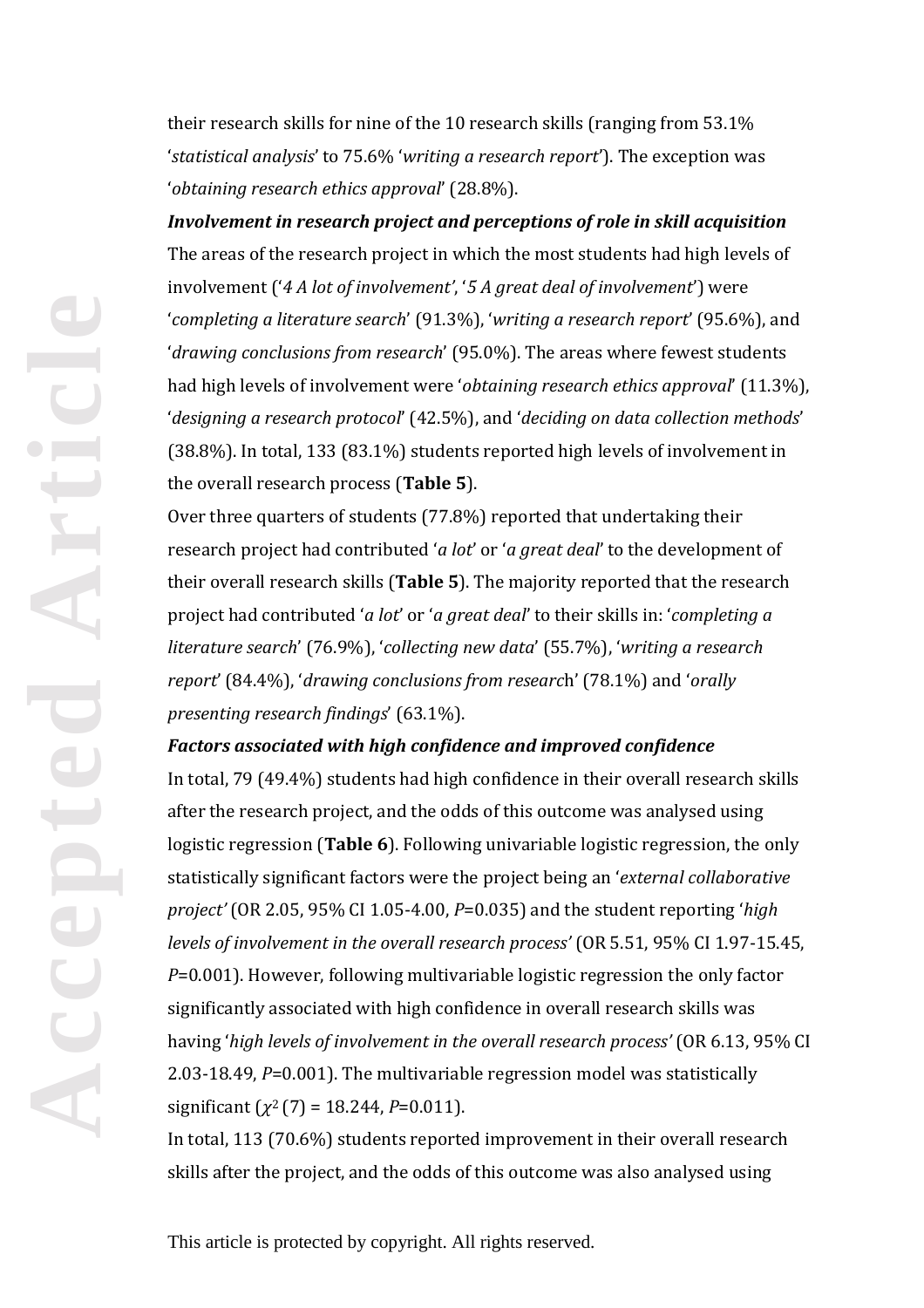their research skills for nine of the 10 research skills (ranging from 53.1% '*statistical analysis*' to 75.6% '*writing a research report*'). The exception was '*obtaining research ethics approval*' (28.8%).

***Involvement in research project and perceptions of role in skill acquisition***

The areas of the research project in which the most students had high levels of involvement ('*4 A lot of involvement*', '*5 A great deal of involvement*') were '*completing a literature search*' (91.3%), '*writing a research report*' (95.6%), and '*drawing conclusions from research*' (95.0%). The areas where fewest students had high levels of involvement were '*obtaining research ethics approval*' (11.3%), '*designing a research protocol*' (42.5%), and '*deciding on data collection methods*' (38.8%). In total, 133 (83.1%) students reported high levels of involvement in the overall research process (**Table 5**).

Over three quarters of students (77.8%) reported that undertaking their research project had contributed '*a lot*' or '*a great deal*' to the development of their overall research skills (**Table 5**). The majority reported that the research project had contributed '*a lot*' or '*a great deal*' to their skills in: '*completing a literature search*' (76.9%), '*collecting new data*' (55.7%), '*writing a research report*' (84.4%), '*drawing conclusions from research*' (78.1%) and '*orally presenting research findings*' (63.1%).

***Factors associated with high confidence and improved confidence***

In total, 79 (49.4%) students had high confidence in their overall research skills after the research project, and the odds of this outcome was analysed using logistic regression (**Table 6**). Following univariable logistic regression, the only statistically significant factors were the project being an '*external collaborative project'* (OR 2.05, 95% CI 1.05-4.00, *P*=0.035) and the student reporting '*high levels of involvement in the overall research process'* (OR 5.51, 95% CI 1.97-15.45, *P*=0.001). However, following multivariable logistic regression the only factor significantly associated with high confidence in overall research skills was having '*high levels of involvement in the overall research process'* (OR 6.13, 95% CI 2.03-18.49, *P*=0.001). The multivariable regression model was statistically significant ($\chi^2$ (7) = 18.244, *P*=0.011).

In total, 113 (70.6%) students reported improvement in their overall research skills after the project, and the odds of this outcome was also analysed using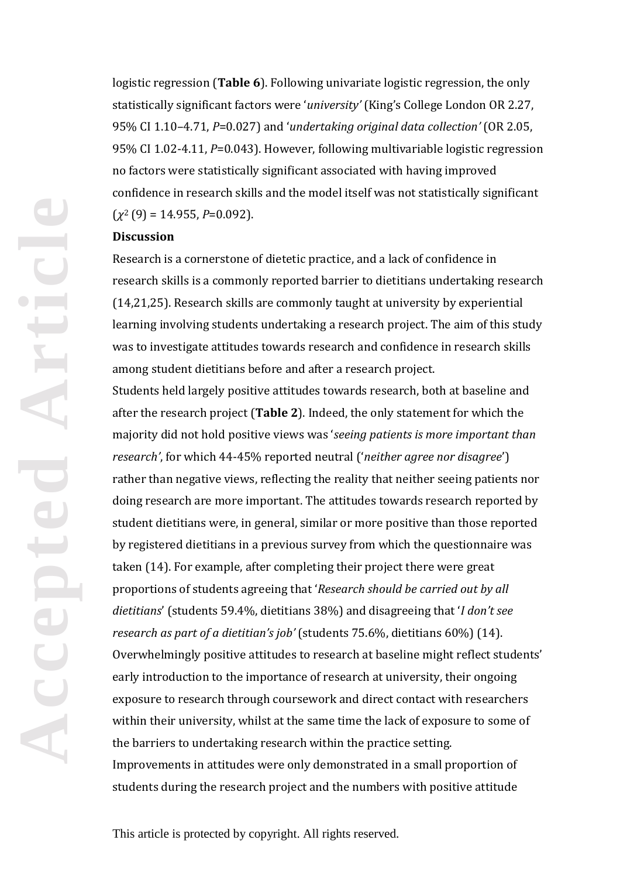logistic regression (**Table 6**). Following univariate logistic regression, the only statistically significant factors were '*university'* (King's College London OR 2.27, 95% CI 1.10–4.71, *P*=0.027) and '*undertaking original data collection'* (OR 2.05, 95% CI 1.02-4.11, *P*=0.043). However, following multivariable logistic regression no factors were statistically significant associated with having improved confidence in research skills and the model itself was not statistically significant ($\chi^2$ (9) = 14.955, *P*=0.092).

**Discussion**

Research is a cornerstone of dietetic practice, and a lack of confidence in research skills is a commonly reported barrier to dietitians undertaking research (14,21,25). Research skills are commonly taught at university by experiential learning involving students undertaking a research project. The aim of this study was to investigate attitudes towards research and confidence in research skills among student dietitians before and after a research project.

Students held largely positive attitudes towards research, both at baseline and after the research project (**Table 2**). Indeed, the only statement for which the majority did not hold positive views was '*seeing patients is more important than research'*, for which 44-45% reported neutral ('*neither agree nor disagree*') rather than negative views, reflecting the reality that neither seeing patients nor doing research are more important. The attitudes towards research reported by student dietitians were, in general, similar or more positive than those reported by registered dietitians in a previous survey from which the questionnaire was taken (14). For example, after completing their project there were great proportions of students agreeing that '*Research should be carried out by all dietitians*' (students 59.4%, dietitians 38%) and disagreeing that '*I don't see research as part of a dietitian's job'* (students 75.6%, dietitians 60%) (14). Overwhelmingly positive attitudes to research at baseline might reflect students' early introduction to the importance of research at university, their ongoing exposure to research through coursework and direct contact with researchers within their university, whilst at the same time the lack of exposure to some of the barriers to undertaking research within the practice setting.

Improvements in attitudes were only demonstrated in a small proportion of students during the research project and the numbers with positive attitude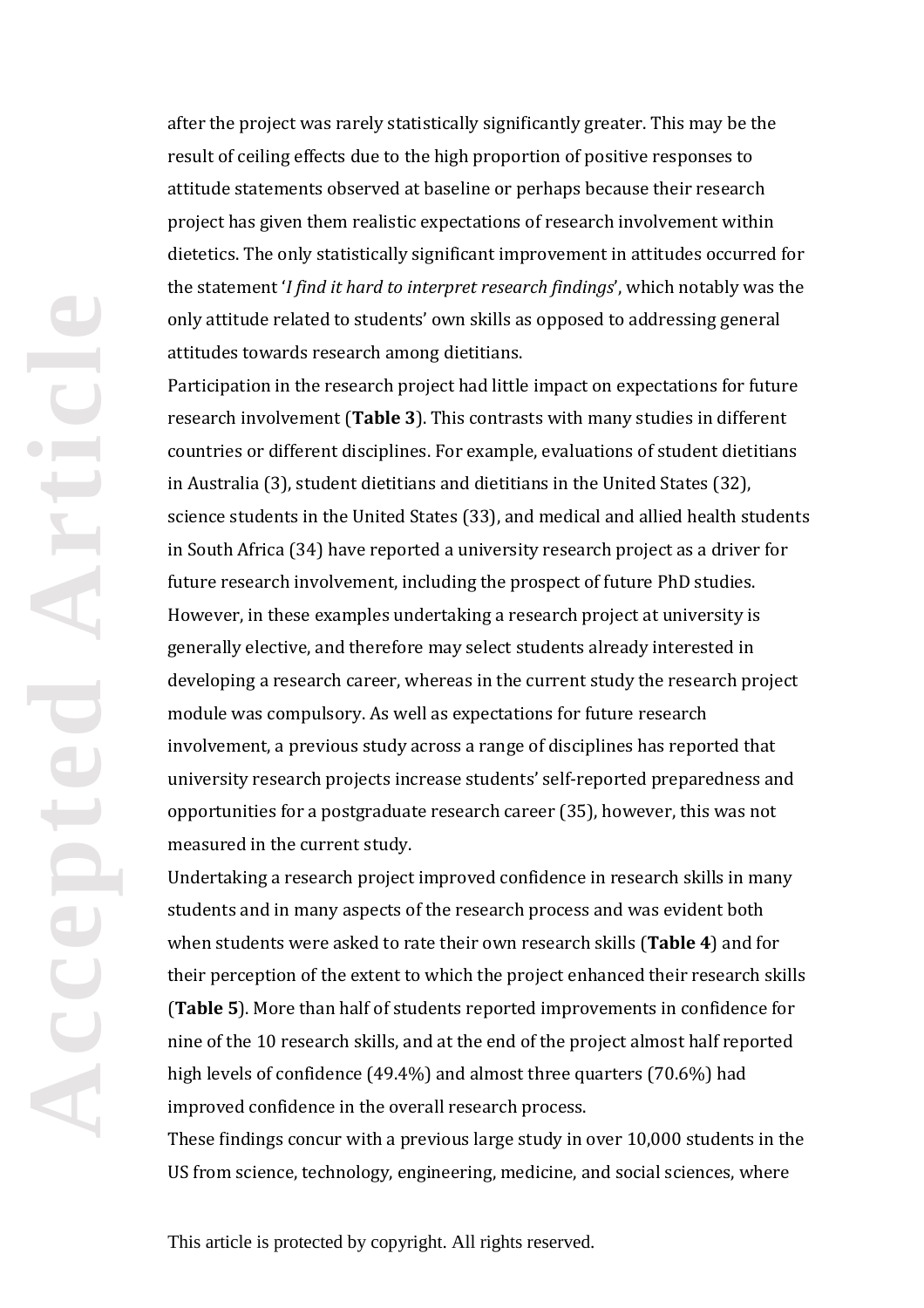after the project was rarely statistically significantly greater. This may be the result of ceiling effects due to the high proportion of positive responses to attitude statements observed at baseline or perhaps because their research project has given them realistic expectations of research involvement within dietetics. The only statistically significant improvement in attitudes occurred for the statement '*I find it hard to interpret research findings*', which notably was the only attitude related to students' own skills as opposed to addressing general attitudes towards research among dietitians.

Participation in the research project had little impact on expectations for future research involvement (**Table 3**). This contrasts with many studies in different countries or different disciplines. For example, evaluations of student dietitians in Australia (3), student dietitians and dietitians in the United States (32), science students in the United States (33), and medical and allied health students in South Africa (34) have reported a university research project as a driver for future research involvement, including the prospect of future PhD studies. However, in these examples undertaking a research project at university is generally elective, and therefore may select students already interested in developing a research career, whereas in the current study the research project module was compulsory. As well as expectations for future research involvement, a previous study across a range of disciplines has reported that university research projects increase students' self-reported preparedness and opportunities for a postgraduate research career (35), however, this was not measured in the current study.

Undertaking a research project improved confidence in research skills in many students and in many aspects of the research process and was evident both when students were asked to rate their own research skills (**Table 4**) and for their perception of the extent to which the project enhanced their research skills (**Table 5**). More than half of students reported improvements in confidence for nine of the 10 research skills, and at the end of the project almost half reported high levels of confidence (49.4%) and almost three quarters (70.6%) had improved confidence in the overall research process.

These findings concur with a previous large study in over 10,000 students in the US from science, technology, engineering, medicine, and social sciences, where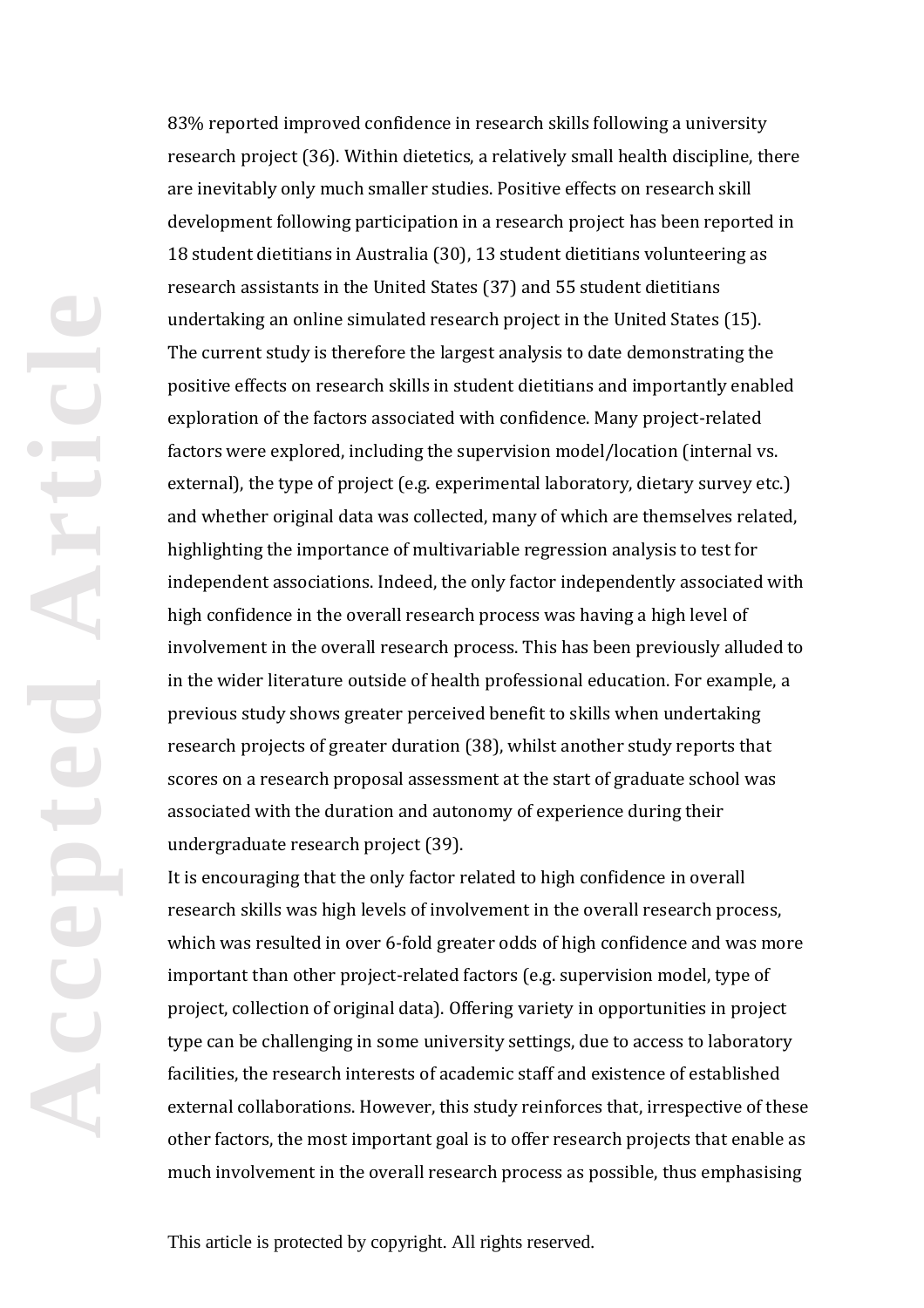83% reported improved confidence in research skills following a university research project (36). Within dietetics, a relatively small health discipline, there are inevitably only much smaller studies. Positive effects on research skill development following participation in a research project has been reported in 18 student dietitians in Australia (30), 13 student dietitians volunteering as research assistants in the United States (37) and 55 student dietitians undertaking an online simulated research project in the United States (15). The current study is therefore the largest analysis to date demonstrating the positive effects on research skills in student dietitians and importantly enabled exploration of the factors associated with confidence. Many project-related factors were explored, including the supervision model/location (internal vs. external), the type of project (e.g. experimental laboratory, dietary survey etc.) and whether original data was collected, many of which are themselves related, highlighting the importance of multivariable regression analysis to test for independent associations. Indeed, the only factor independently associated with high confidence in the overall research process was having a high level of involvement in the overall research process. This has been previously alluded to in the wider literature outside of health professional education. For example, a previous study shows greater perceived benefit to skills when undertaking research projects of greater duration (38), whilst another study reports that scores on a research proposal assessment at the start of graduate school was associated with the duration and autonomy of experience during their undergraduate research project (39).

It is encouraging that the only factor related to high confidence in overall research skills was high levels of involvement in the overall research process, which was resulted in over 6-fold greater odds of high confidence and was more important than other project-related factors (e.g. supervision model, type of project, collection of original data). Offering variety in opportunities in project type can be challenging in some university settings, due to access to laboratory facilities, the research interests of academic staff and existence of established external collaborations. However, this study reinforces that, irrespective of these other factors, the most important goal is to offer research projects that enable as much involvement in the overall research process as possible, thus emphasising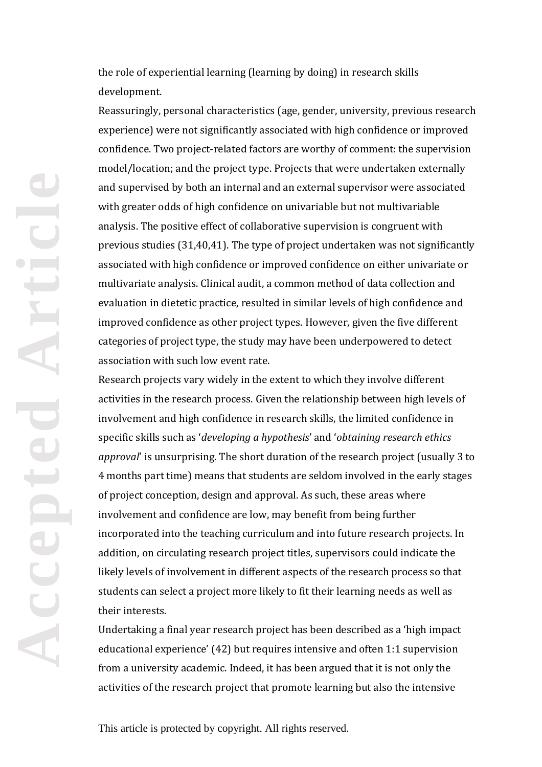the role of experiential learning (learning by doing) in research skills development.

Reassuringly, personal characteristics (age, gender, university, previous research experience) were not significantly associated with high confidence or improved confidence. Two project-related factors are worthy of comment: the supervision model/location; and the project type. Projects that were undertaken externally and supervised by both an internal and an external supervisor were associated with greater odds of high confidence on univariable but not multivariable analysis. The positive effect of collaborative supervision is congruent with previous studies (31,40,41). The type of project undertaken was not significantly associated with high confidence or improved confidence on either univariate or multivariate analysis. Clinical audit, a common method of data collection and evaluation in dietetic practice, resulted in similar levels of high confidence and improved confidence as other project types. However, given the five different categories of project type, the study may have been underpowered to detect association with such low event rate.

Research projects vary widely in the extent to which they involve different activities in the research process. Given the relationship between high levels of involvement and high confidence in research skills, the limited confidence in specific skills such as '*developing a hypothesis*' and '*obtaining research ethics approval*' is unsurprising. The short duration of the research project (usually 3 to 4 months part time) means that students are seldom involved in the early stages of project conception, design and approval. As such, these areas where involvement and confidence are low, may benefit from being further incorporated into the teaching curriculum and into future research projects. In addition, on circulating research project titles, supervisors could indicate the likely levels of involvement in different aspects of the research process so that students can select a project more likely to fit their learning needs as well as their interests.

Undertaking a final year research project has been described as a 'high impact educational experience' (42) but requires intensive and often 1:1 supervision from a university academic. Indeed, it has been argued that it is not only the activities of the research project that promote learning but also the intensive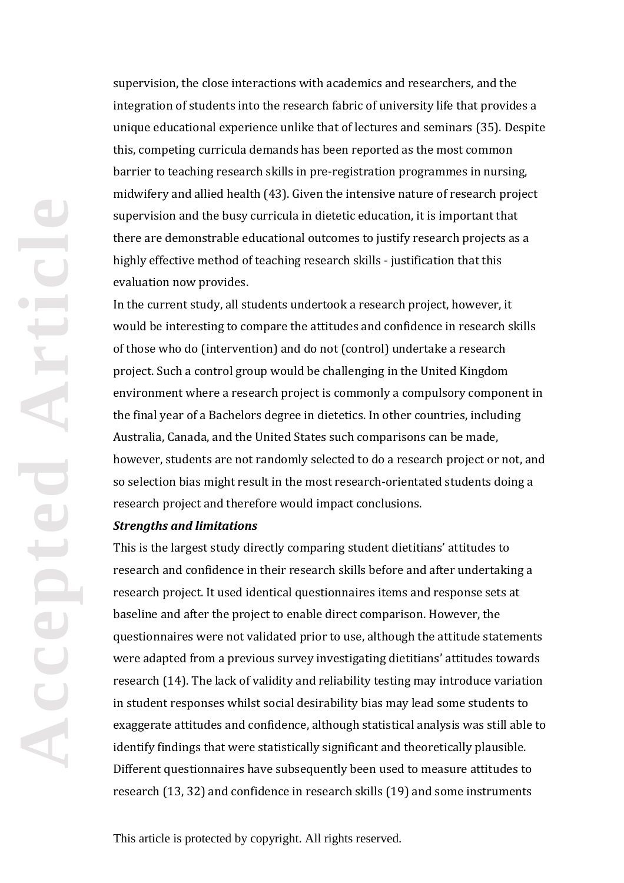supervision, the close interactions with academics and researchers, and the integration of students into the research fabric of university life that provides a unique educational experience unlike that of lectures and seminars (35). Despite this, competing curricula demands has been reported as the most common barrier to teaching research skills in pre-registration programmes in nursing, midwifery and allied health (43). Given the intensive nature of research project supervision and the busy curricula in dietetic education, it is important that there are demonstrable educational outcomes to justify research projects as a highly effective method of teaching research skills - justification that this evaluation now provides.

In the current study, all students undertook a research project, however, it would be interesting to compare the attitudes and confidence in research skills of those who do (intervention) and do not (control) undertake a research project. Such a control group would be challenging in the United Kingdom environment where a research project is commonly a compulsory component in the final year of a Bachelors degree in dietetics. In other countries, including Australia, Canada, and the United States such comparisons can be made, however, students are not randomly selected to do a research project or not, and so selection bias might result in the most research-orientated students doing a research project and therefore would impact conclusions.

***Strengths and limitations***

This is the largest study directly comparing student dietitians' attitudes to research and confidence in their research skills before and after undertaking a research project. It used identical questionnaires items and response sets at baseline and after the project to enable direct comparison. However, the questionnaires were not validated prior to use, although the attitude statements were adapted from a previous survey investigating dietitians' attitudes towards research (14). The lack of validity and reliability testing may introduce variation in student responses whilst social desirability bias may lead some students to exaggerate attitudes and confidence, although statistical analysis was still able to identify findings that were statistically significant and theoretically plausible. Different questionnaires have subsequently been used to measure attitudes to research (13, 32) and confidence in research skills (19) and some instruments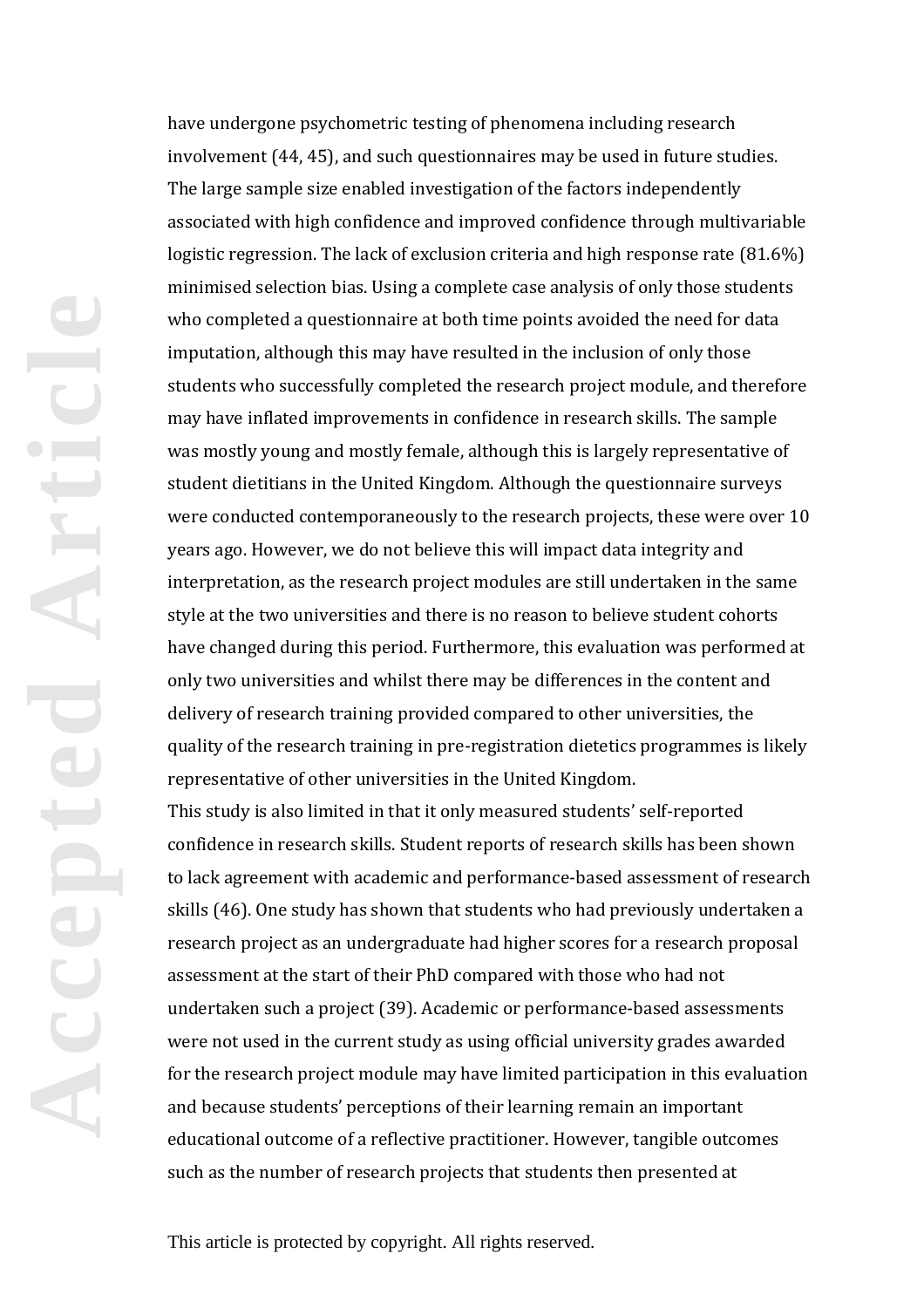have undergone psychometric testing of phenomena including research involvement (44, 45), and such questionnaires may be used in future studies. The large sample size enabled investigation of the factors independently associated with high confidence and improved confidence through multivariable logistic regression. The lack of exclusion criteria and high response rate (81.6%) minimised selection bias. Using a complete case analysis of only those students who completed a questionnaire at both time points avoided the need for data imputation, although this may have resulted in the inclusion of only those students who successfully completed the research project module, and therefore may have inflated improvements in confidence in research skills. The sample was mostly young and mostly female, although this is largely representative of student dietitians in the United Kingdom. Although the questionnaire surveys were conducted contemporaneously to the research projects, these were over 10 years ago. However, we do not believe this will impact data integrity and interpretation, as the research project modules are still undertaken in the same style at the two universities and there is no reason to believe student cohorts have changed during this period. Furthermore, this evaluation was performed at only two universities and whilst there may be differences in the content and delivery of research training provided compared to other universities, the quality of the research training in pre-registration dietetics programmes is likely representative of other universities in the United Kingdom.

This study is also limited in that it only measured students' self-reported confidence in research skills. Student reports of research skills has been shown to lack agreement with academic and performance-based assessment of research skills (46). One study has shown that students who had previously undertaken a research project as an undergraduate had higher scores for a research proposal assessment at the start of their PhD compared with those who had not undertaken such a project (39). Academic or performance-based assessments were not used in the current study as using official university grades awarded for the research project module may have limited participation in this evaluation and because students' perceptions of their learning remain an important educational outcome of a reflective practitioner. However, tangible outcomes such as the number of research projects that students then presented at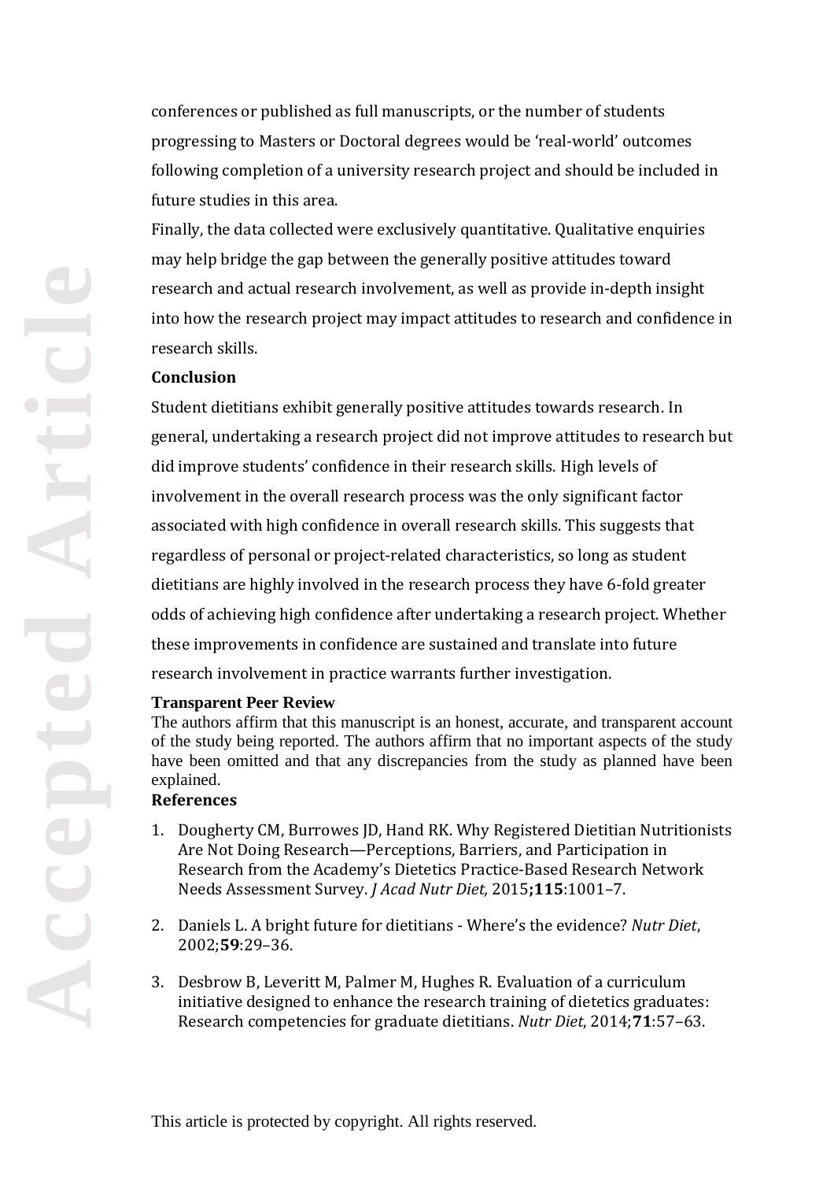conferences or published as full manuscripts, or the number of students progressing to Masters or Doctoral degrees would be 'real-world' outcomes following completion of a university research project and should be included in future studies in this area.

Finally, the data collected were exclusively quantitative. Qualitative enquiries may help bridge the gap between the generally positive attitudes toward research and actual research involvement, as well as provide in-depth insight into how the research project may impact attitudes to research and confidence in research skills.

## Conclusion

Student dietitians exhibit generally positive attitudes towards research. In general, undertaking a research project did not improve attitudes to research but did improve students' confidence in their research skills. High levels of involvement in the overall research process was the only significant factor associated with high confidence in overall research skills. This suggests that regardless of personal or project-related characteristics, so long as student dietitians are highly involved in the research process they have 6-fold greater odds of achieving high confidence after undertaking a research project. Whether these improvements in confidence are sustained and translate into future research involvement in practice warrants further investigation.

## Transparent Peer Review

The authors affirm that this manuscript is an honest, accurate, and transparent account of the study being reported. The authors affirm that no important aspects of the study have been omitted and that any discrepancies from the study as planned have been explained.

## References

1. Dougherty CM, Burrowes JD, Hand RK. Why Registered Dietitian Nutritionists Are Not Doing Research—Perceptions, Barriers, and Participation in Research from the Academy's Dietetics Practice-Based Research Network Needs Assessment Survey. *J Acad Nutr Diet,* 2015**;115**:1001–7.

2. Daniels L. A bright future for dietitians - Where's the evidence? *Nutr Diet*, 2002;**59**:29–36.

3. Desbrow B, Leveritt M, Palmer M, Hughes R. Evaluation of a curriculum initiative designed to enhance the research training of dietetics graduates: Research competencies for graduate dietitians. *Nutr Diet*, 2014;**71**:57–63.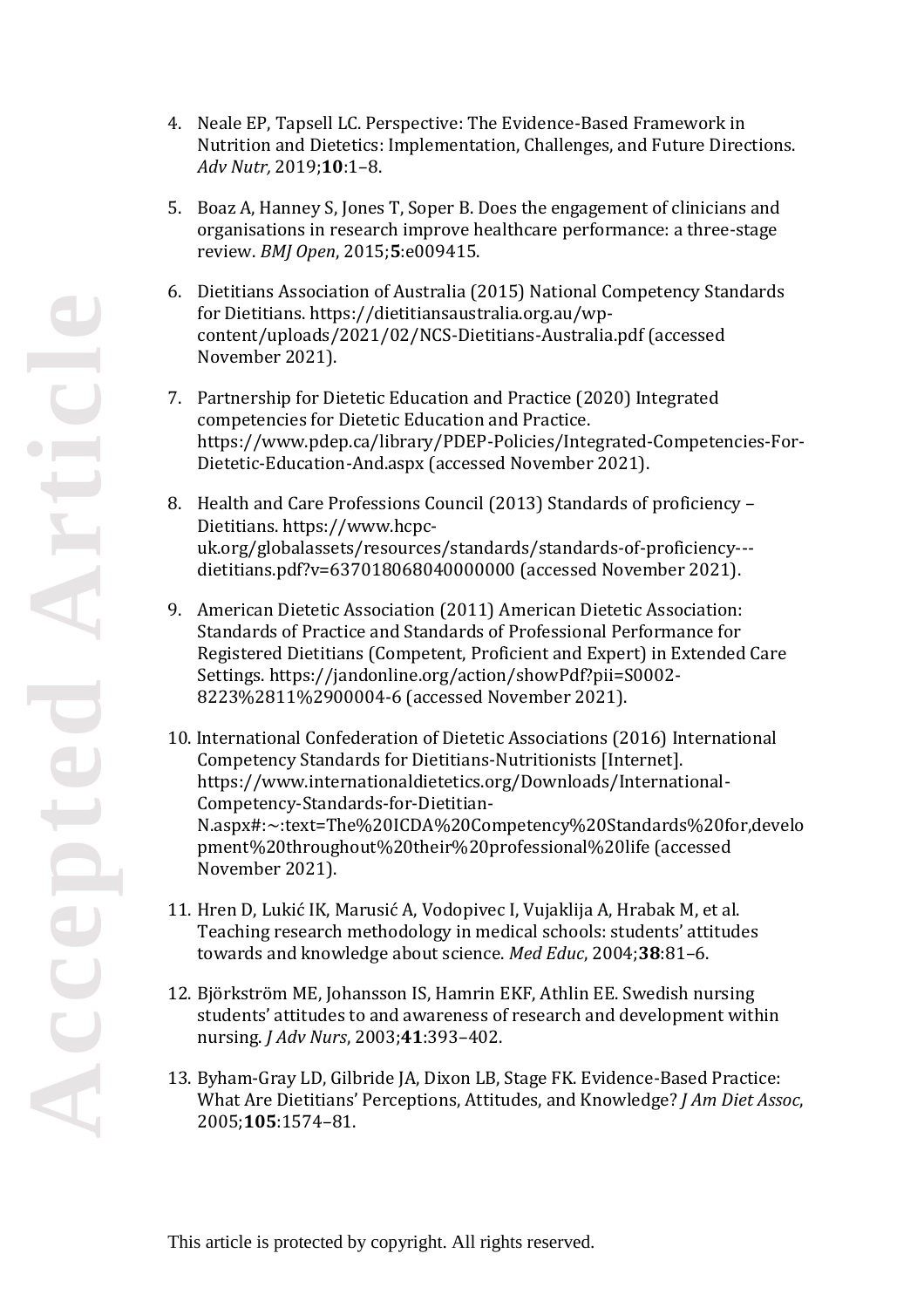4. Neale EP, Tapsell LC. Perspective: The Evidence-Based Framework in Nutrition and Dietetics: Implementation, Challenges, and Future Directions. *Adv Nutr,* 2019;**10**:1–8.

5. Boaz A, Hanney S, Jones T, Soper B. Does the engagement of clinicians and organisations in research improve healthcare performance: a three-stage review. *BMJ Open*, 2015;**5**:e009415.

6. Dietitians Association of Australia (2015) National Competency Standards for Dietitians. https://dietitiansaustralia.org.au/wp-content/uploads/2021/02/NCS-Dietitians-Australia.pdf (accessed November 2021).

7. Partnership for Dietetic Education and Practice (2020) Integrated competencies for Dietetic Education and Practice. https://www.pdep.ca/library/PDEP-Policies/Integrated-Competencies-For-Dietetic-Education-And.aspx (accessed November 2021).

8. Health and Care Professions Council (2013) Standards of proficiency – Dietitians. https://www.hcpc-uk.org/globalassets/resources/standards/standards-of-proficiency---dietitians.pdf?v=637018068040000000 (accessed November 2021).

9. American Dietetic Association (2011) American Dietetic Association: Standards of Practice and Standards of Professional Performance for Registered Dietitians (Competent, Proficient and Expert) in Extended Care Settings. https://jandonline.org/action/showPdf?pii=S0002-8223%2811%2900004-6 (accessed November 2021).

10. International Confederation of Dietetic Associations (2016) International Competency Standards for Dietitians-Nutritionists [Internet]. https://www.internationaldietetics.org/Downloads/International-Competency-Standards-for-Dietitian-N.aspx#:~:text=The%20ICDA%20Competency%20Standards%20for,development%20throughout%20their%20professional%20life (accessed November 2021).

11. Hren D, Lukić IK, Marusić A, Vodopivec I, Vujaklija A, Hrabak M, et al. Teaching research methodology in medical schools: students' attitudes towards and knowledge about science. *Med Educ*, 2004;**38**:81–6.

12. Björkström ME, Johansson IS, Hamrin EKF, Athlin EE. Swedish nursing students' attitudes to and awareness of research and development within nursing. *J Adv Nurs*, 2003;**41**:393–402.

13. Byham-Gray LD, Gilbride JA, Dixon LB, Stage FK. Evidence-Based Practice: What Are Dietitians' Perceptions, Attitudes, and Knowledge? *J Am Diet Assoc*, 2005;**105**:1574–81.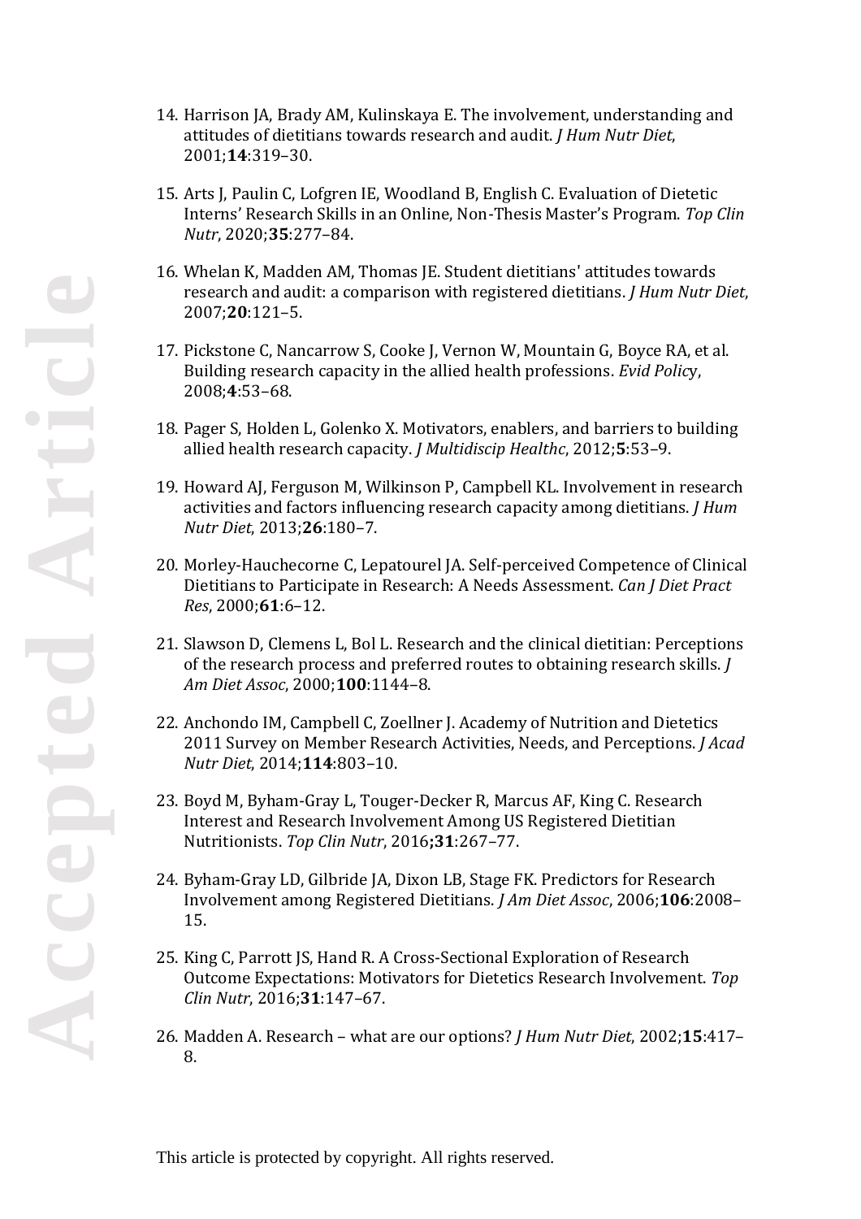14. Harrison JA, Brady AM, Kulinskaya E. The involvement, understanding and attitudes of dietitians towards research and audit. *J Hum Nutr Diet*, 2001;**14**:319–30.

15. Arts J, Paulin C, Lofgren IE, Woodland B, English C. Evaluation of Dietetic Interns' Research Skills in an Online, Non-Thesis Master's Program. *Top Clin Nutr*, 2020;**35**:277–84.

16. Whelan K, Madden AM, Thomas JE. Student dietitians' attitudes towards research and audit: a comparison with registered dietitians. *J Hum Nutr Diet*, 2007;**20**:121–5.

17. Pickstone C, Nancarrow S, Cooke J, Vernon W, Mountain G, Boyce RA, et al. Building research capacity in the allied health professions. *Evid Policy*, 2008;**4**:53–68.

18. Pager S, Holden L, Golenko X. Motivators, enablers, and barriers to building allied health research capacity. *J Multidiscip Healthc*, 2012;**5**:53–9.

19. Howard AJ, Ferguson M, Wilkinson P, Campbell KL. Involvement in research activities and factors influencing research capacity among dietitians. *J Hum Nutr Diet*, 2013;**26**:180–7.

20. Morley-Hauchecorne C, Lepatourel JA. Self-perceived Competence of Clinical Dietitians to Participate in Research: A Needs Assessment. *Can J Diet Pract Res*, 2000;**61**:6–12.

21. Slawson D, Clemens L, Bol L. Research and the clinical dietitian: Perceptions of the research process and preferred routes to obtaining research skills. *J Am Diet Assoc*, 2000;**100**:1144–8.

22. Anchondo IM, Campbell C, Zoellner J. Academy of Nutrition and Dietetics 2011 Survey on Member Research Activities, Needs, and Perceptions. *J Acad Nutr Diet*, 2014;**114**:803–10.

23. Boyd M, Byham-Gray L, Touger-Decker R, Marcus AF, King C. Research Interest and Research Involvement Among US Registered Dietitian Nutritionists. *Top Clin Nutr*, 2016**;31**:267–77.

24. Byham-Gray LD, Gilbride JA, Dixon LB, Stage FK. Predictors for Research Involvement among Registered Dietitians. *J Am Diet Assoc*, 2006;**106**:2008–15.

25. King C, Parrott JS, Hand R. A Cross-Sectional Exploration of Research Outcome Expectations: Motivators for Dietetics Research Involvement. *Top Clin Nutr*, 2016;**31**:147–67.

26. Madden A. Research – what are our options? *J Hum Nutr Diet*, 2002;**15**:417–8.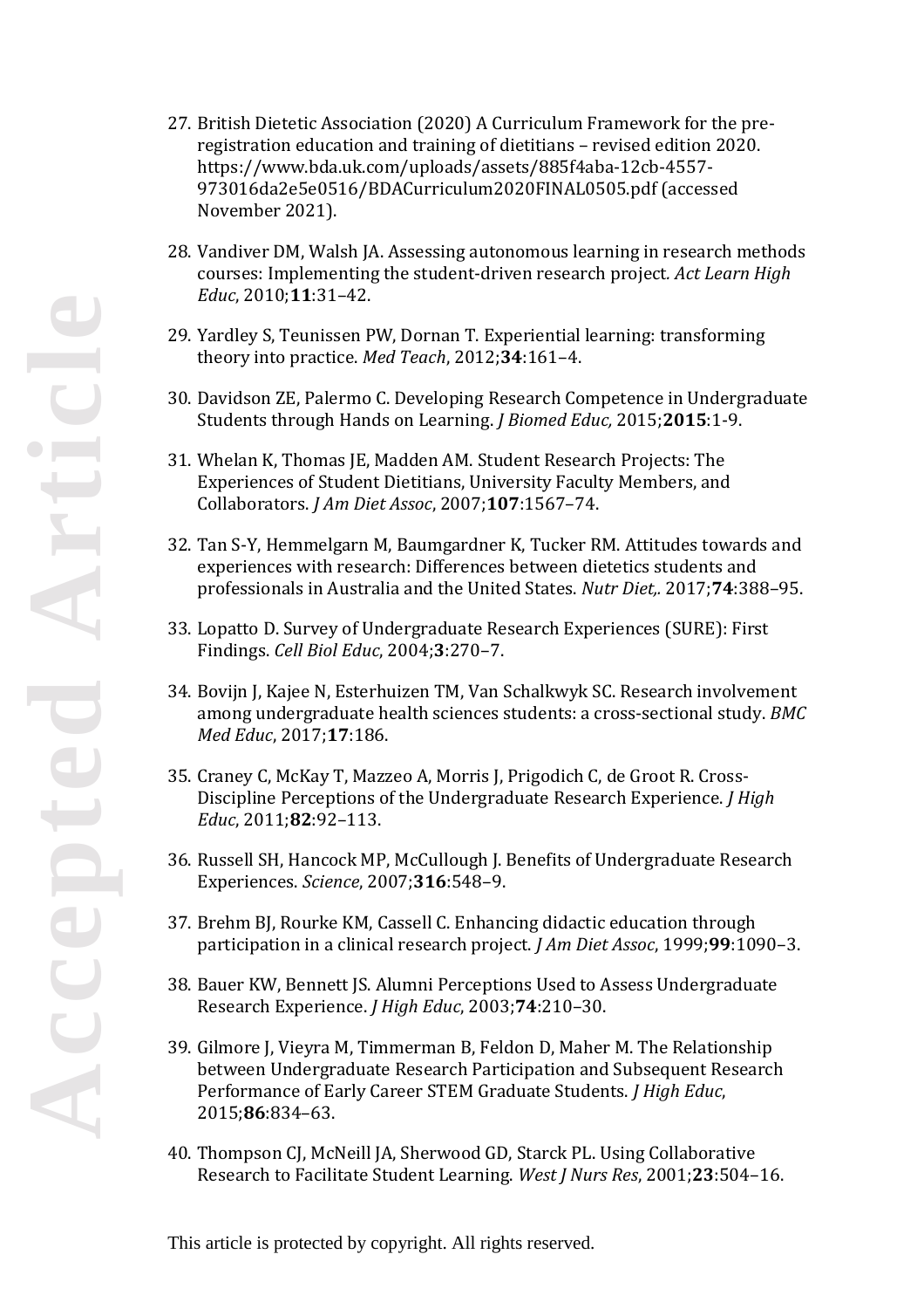27. British Dietetic Association (2020) A Curriculum Framework for the pre-registration education and training of dietitians – revised edition 2020. https://www.bda.uk.com/uploads/assets/885f4aba-12cb-4557-973016da2e5e0516/BDACurriculum2020FINAL0505.pdf (accessed November 2021).

28. Vandiver DM, Walsh JA. Assessing autonomous learning in research methods courses: Implementing the student-driven research project. *Act Learn High Educ*, 2010;**11**:31–42.

29. Yardley S, Teunissen PW, Dornan T. Experiential learning: transforming theory into practice. *Med Teach*, 2012;**34**:161–4.

30. Davidson ZE, Palermo C. Developing Research Competence in Undergraduate Students through Hands on Learning. *J Biomed Educ,* 2015;**2015**:1-9.

31. Whelan K, Thomas JE, Madden AM. Student Research Projects: The Experiences of Student Dietitians, University Faculty Members, and Collaborators. *J Am Diet Assoc*, 2007;**107**:1567–74.

32. Tan S-Y, Hemmelgarn M, Baumgardner K, Tucker RM. Attitudes towards and experiences with research: Differences between dietetics students and professionals in Australia and the United States. *Nutr Diet,.* 2017;**74**:388–95.

33. Lopatto D. Survey of Undergraduate Research Experiences (SURE): First Findings. *Cell Biol Educ*, 2004;**3**:270–7.

34. Bovijn J, Kajee N, Esterhuizen TM, Van Schalkwyk SC. Research involvement among undergraduate health sciences students: a cross-sectional study. *BMC Med Educ*, 2017;**17**:186.

35. Craney C, McKay T, Mazzeo A, Morris J, Prigodich C, de Groot R. Cross-Discipline Perceptions of the Undergraduate Research Experience. *J High Educ*, 2011;**82**:92–113.

36. Russell SH, Hancock MP, McCullough J. Benefits of Undergraduate Research Experiences. *Science*, 2007;**316**:548–9.

37. Brehm BJ, Rourke KM, Cassell C. Enhancing didactic education through participation in a clinical research project. *J Am Diet Assoc*, 1999;**99**:1090–3.

38. Bauer KW, Bennett JS. Alumni Perceptions Used to Assess Undergraduate Research Experience. *J High Educ*, 2003;**74**:210–30.

39. Gilmore J, Vieyra M, Timmerman B, Feldon D, Maher M. The Relationship between Undergraduate Research Participation and Subsequent Research Performance of Early Career STEM Graduate Students. *J High Educ*, 2015;**86**:834–63.

40. Thompson CJ, McNeill JA, Sherwood GD, Starck PL. Using Collaborative Research to Facilitate Student Learning. *West J Nurs Res*, 2001;**23**:504–16.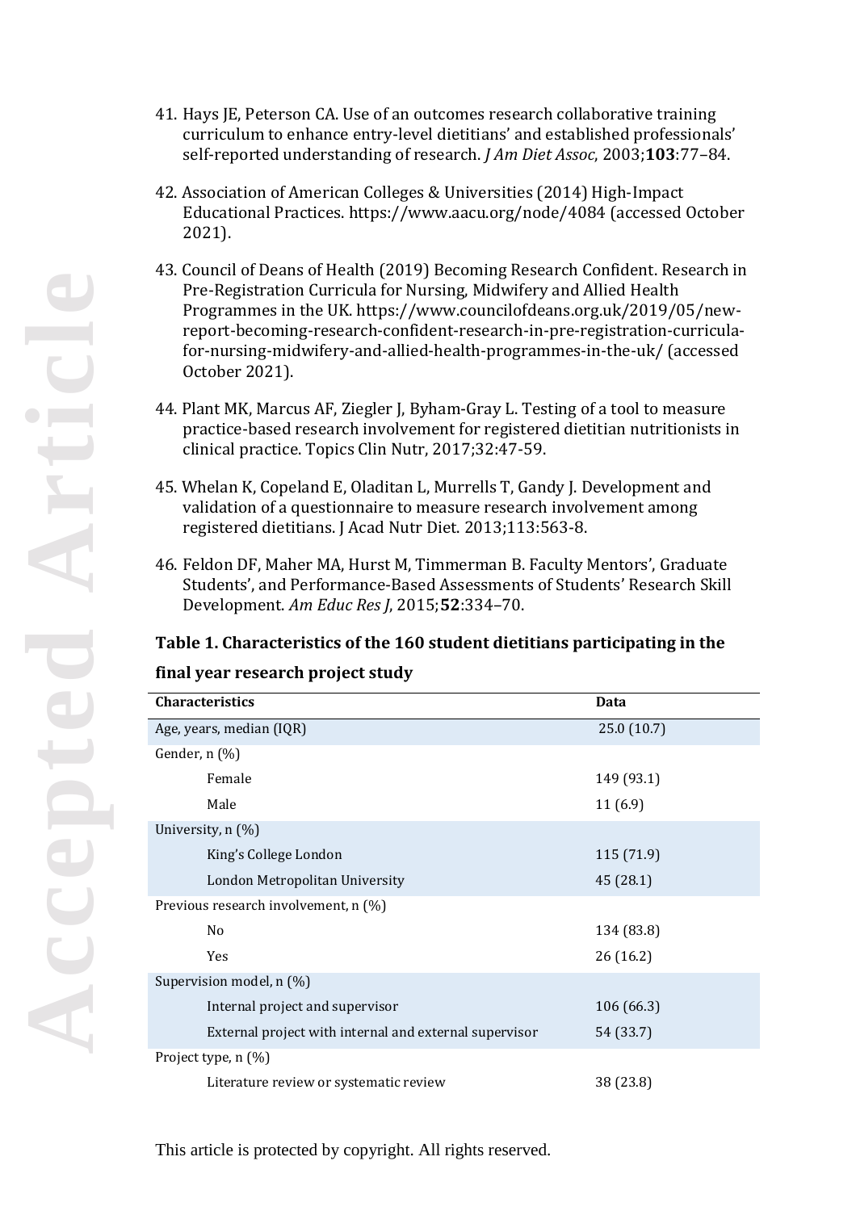41. Hays JE, Peterson CA. Use of an outcomes research collaborative training curriculum to enhance entry-level dietitians' and established professionals' self-reported understanding of research. *J Am Diet Assoc*, 2003;**103**:77–84.

42. Association of American Colleges & Universities (2014) High-Impact Educational Practices. https://www.aacu.org/node/4084 (accessed October 2021).

43. Council of Deans of Health (2019) Becoming Research Confident. Research in Pre-Registration Curricula for Nursing, Midwifery and Allied Health Programmes in the UK. https://www.councilofdeans.org.uk/2019/05/new-report-becoming-research-confident-research-in-pre-registration-curricula-for-nursing-midwifery-and-allied-health-programmes-in-the-uk/ (accessed October 2021).

44. Plant MK, Marcus AF, Ziegler J, Byham-Gray L. Testing of a tool to measure practice-based research involvement for registered dietitian nutritionists in clinical practice. Topics Clin Nutr, 2017;32:47-59.

45. Whelan K, Copeland E, Oladitan L, Murrells T, Gandy J. Development and validation of a questionnaire to measure research involvement among registered dietitians. J Acad Nutr Diet. 2013;113:563-8.

46. Feldon DF, Maher MA, Hurst M, Timmerman B. Faculty Mentors', Graduate Students', and Performance-Based Assessments of Students' Research Skill Development. *Am Educ Res J*, 2015;**52**:334–70.

**Table 1. Characteristics of the 160 student dietitians participating in the final year research project study**

| Characteristics | Data |
|---|---|
| Age, years, median (IQR) | 25.0 (10.7) |
| Gender, n (%) | |
| Female | 149 (93.1) |
| Male | 11 (6.9) |
| University, n (%) | |
| King's College London | 115 (71.9) |
| London Metropolitan University | 45 (28.1) |
| Previous research involvement, n (%) | |
| No | 134 (83.8) |
| Yes | 26 (16.2) |
| Supervision model, n (%) | |
| Internal project and supervisor | 106 (66.3) |
| External project with internal and external supervisor | 54 (33.7) |
| Project type, n (%) | |
| Literature review or systematic review | 38 (23.8) |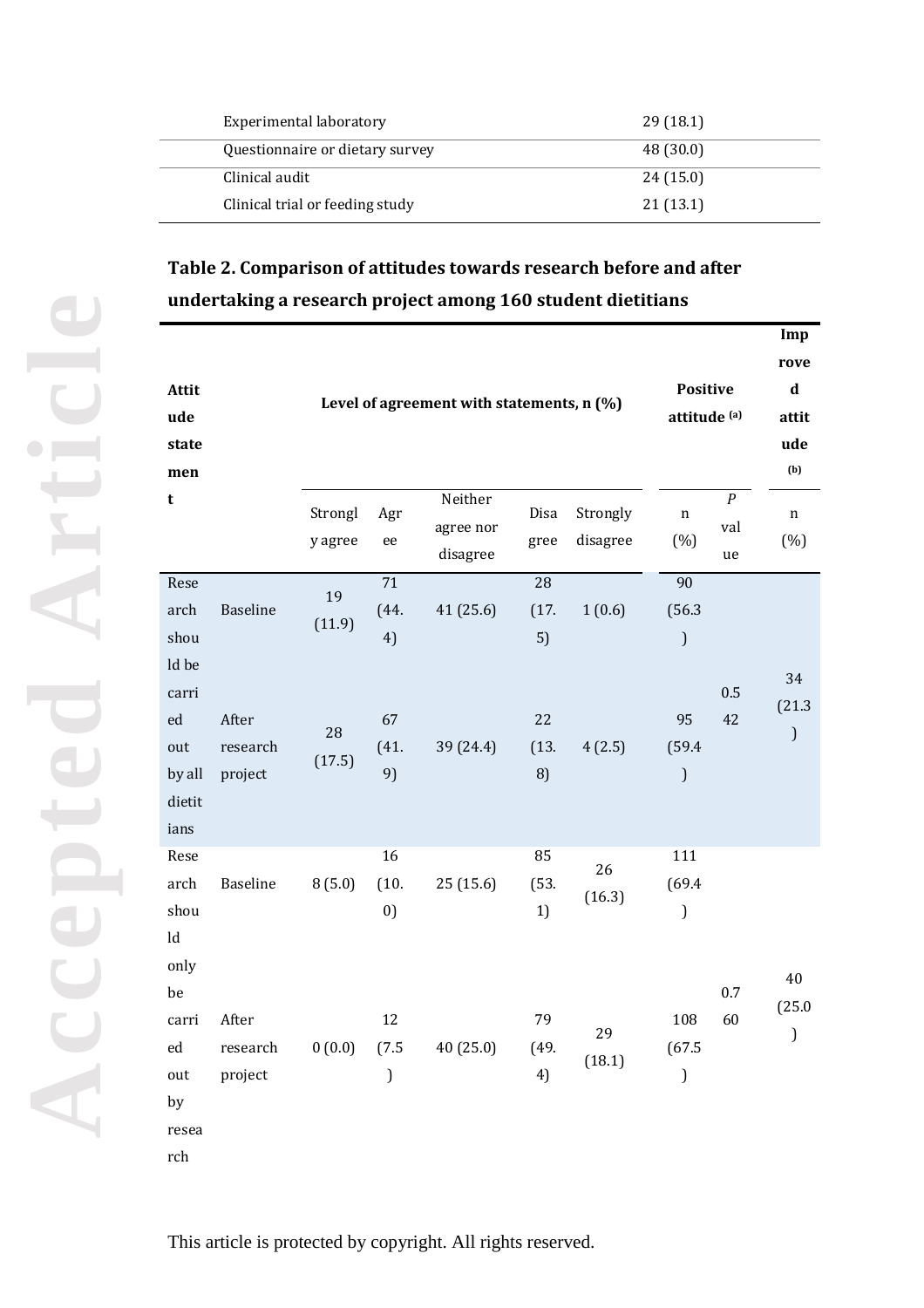| | |
|---|---|
| Experimental laboratory | 29 (18.1) |
| Questionnaire or dietary survey | 48 (30.0) |
| Clinical audit | 24 (15.0) |
| Clinical trial or feeding study | 21 (13.1) |

**Table 2. Comparison of attitudes towards research before and after undertaking a research project among 160 student dietitians**

| Attitude statement | | Level of agreement with statements, n (%) | | | | | Positive attitude [(a)] | | Improved attitude [(b)] |
|---|---|---|---|---|---|---|---|---|---|
| | | Strongly agree | Agree | Neither agree nor disagree | Disagree | Strongly disagree | n (%) | *P* value | n (%) |
| Research should be carried out by all dietitians | Baseline | 19 (11.9) | 71 (44.4) | 41 (25.6) | 28 (17.5) | 1 (0.6) | 90 (56.3) | 0.542 | 34 (21.3) |
| | After research project | 28 (17.5) | 67 (41.9) | 39 (24.4) | 22 (13.8) | 4 (2.5) | 95 (59.4) | | |
| Research should only be carried out by research | Baseline | 8 (5.0) | 16 (10.0) | 25 (15.6) | 85 (53.1) | 26 (16.3) | 111 (69.4) | 0.760 | 40 (25.0) |
| | After research project | 0 (0.0) | 12 (7.5) | 40 (25.0) | 79 (49.4) | 29 (18.1) | 108 (67.5) | | |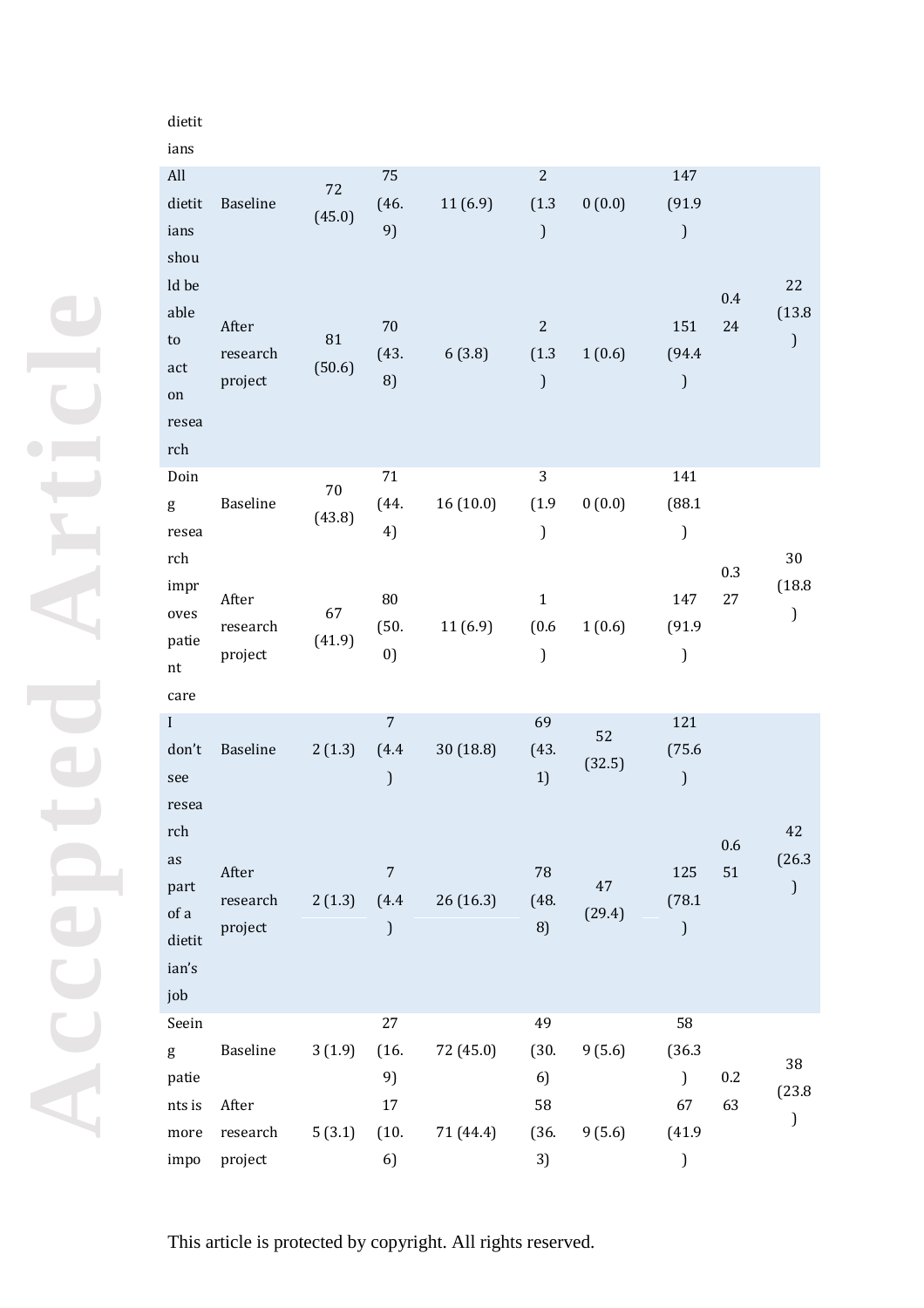| dietitians | | | | | | | | | |
|---|---|---|---|---|---|---|---|---|---|
| All dietitians should be able to act on research | Baseline | 72 (45.0) | 75 (46.9) | 11 (6.9) | 2 (1.3) | 0 (0.0) | 147 (91.9) | 0.424 | 22 (13.8) |
| | After research project | 81 (50.6) | 70 (43.8) | 6 (3.8) | 2 (1.3) | 1 (0.6) | 151 (94.4) | | |
| Doing research improves patient care | Baseline | 70 (43.8) | 71 (44.4) | 16 (10.0) | 3 (1.9) | 0 (0.0) | 141 (88.1) | 0.327 | 30 (18.8) |
| | After research project | 67 (41.9) | 80 (50.0) | 11 (6.9) | 1 (0.6) | 1 (0.6) | 147 (91.9) | | |
| I don't see research as part of a dietitian's job | Baseline | 2 (1.3) | 7 (4.4) | 30 (18.8) | 69 (43.1) | 52 (32.5) | 121 (75.6) | 0.651 | 42 (26.3) |
| | After research project | 2 (1.3) | 7 (4.4) | 26 (16.3) | 78 (48.8) | 47 (29.4) | 125 (78.1) | | |
| Seeing patients is more impo | Baseline | 3 (1.9) | 27 (16.9) | 72 (45.0) | 49 (30.6) | 9 (5.6) | 58 (36.3) | 0.263 | 38 (23.8) |
| | After research project | 5 (3.1) | 17 (10.6) | 71 (44.4) | 58 (36.3) | 9 (5.6) | 67 (41.9) | | |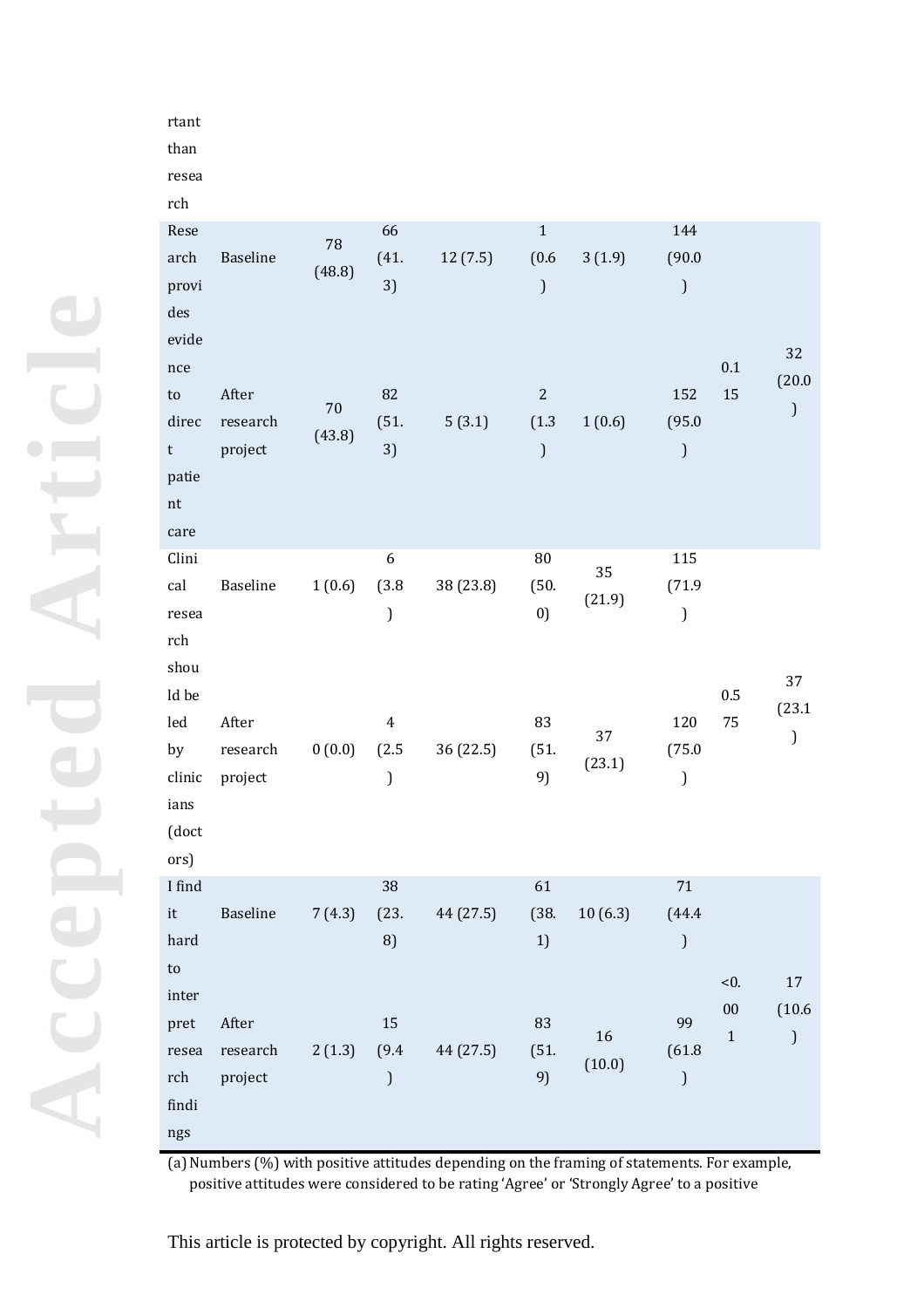| | | | | | | | | | |
|---|---|---|---|---|---|---|---|---|---|
| rtant than research | | | | | | | | | |
| Research provides evidence to direct patient care | Baseline | 78 (48.8) | 66 (41.3) | 12 (7.5) | 1 (0.6) | 3 (1.9) | 144 (90.0) | 0.115 | 32 (20.0) |
| | After research project | 70 (43.8) | 82 (51.3) | 5 (3.1) | 2 (1.3) | 1 (0.6) | 152 (95.0) | | |
| Clinical research should be led by clinicians (doctors) | Baseline | 1 (0.6) | 6 (3.8) | 38 (23.8) | 80 (50.0) | 35 (21.9) | 115 (71.9) | 0.575 | 37 (23.1) |
| | After research project | 0 (0.0) | 4 (2.5) | 36 (22.5) | 83 (51.9) | 37 (23.1) | 120 (75.0) | | |
| I find it hard to interpret research findings | Baseline | 7 (4.3) | 38 (23.8) | 44 (27.5) | 61 (38.1) | 10 (6.3) | 71 (44.4) | <0.001 | 17 (10.6) |
| | After research project | 2 (1.3) | 15 (9.4) | 44 (27.5) | 83 (51.9) | 16 (10.0) | 99 (61.8) | | |

(a) Numbers (%) with positive attitudes depending on the framing of statements. For example, positive attitudes were considered to be rating 'Agree' or 'Strongly Agree' to a positive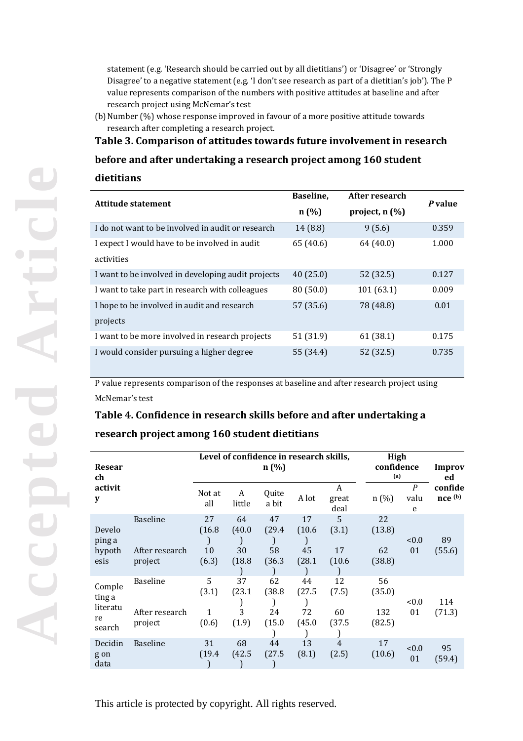statement (e.g. 'Research should be carried out by all dietitians') or 'Disagree' or 'Strongly Disagree' to a negative statement (e.g. 'I don't see research as part of a dietitian's job'). The P value represents comparison of the numbers with positive attitudes at baseline and after research project using McNemar's test

(b) Number (%) whose response improved in favour of a more positive attitude towards research after completing a research project.

**Table 3. Comparison of attitudes towards future involvement in research before and after undertaking a research project among 160 student dietitians**

| Attitude statement | Baseline, n (%) | After research project, n (%) | *P* value |
|---|---|---|---|
| I do not want to be involved in audit or research | 14 (8.8) | 9 (5.6) | 0.359 |
| I expect I would have to be involved in audit activities | 65 (40.6) | 64 (40.0) | 1.000 |
| I want to be involved in developing audit projects | 40 (25.0) | 52 (32.5) | 0.127 |
| I want to take part in research with colleagues | 80 (50.0) | 101 (63.1) | 0.009 |
| I hope to be involved in audit and research projects | 57 (35.6) | 78 (48.8) | 0.01 |
| I want to be more involved in research projects | 51 (31.9) | 61 (38.1) | 0.175 |
| I would consider pursuing a higher degree | 55 (34.4) | 52 (32.5) | 0.735 |

P value represents comparison of the responses at baseline and after research project using McNemar's test

**Table 4. Confidence in research skills before and after undertaking a research project among 160 student dietitians**

| Research activity | | Level of confidence in research skills, n (%) | | | | | High confidence [(a)] | | Improved confidence [(b)] |
|---|---|---|---|---|---|---|---|---|---|
| | | Not at all | A little | Quite a bit | A lot | A great deal | n (%) | *P* value | |
| Developing a hypothesis | Baseline | 27 (16.8) | 64 (40.0) | 47 (29.4) | 17 (10.6) | 5 (3.1) | 22 (13.8) | <0.001 | 89 (55.6) |
| | After research project | 10 (6.3) | 30 (18.8) | 58 (36.3) | 45 (28.1) | 17 (10.6) | 62 (38.8) | | |
| Completing a literature search | Baseline | 5 (3.1) | 37 (23.1) | 62 (38.8) | 44 (27.5) | 12 (7.5) | 56 (35.0) | <0.001 | 114 (71.3) |
| | After research project | 1 (0.6) | 3 (1.9) | 24 (15.0) | 72 (45.0) | 60 (37.5) | 132 (82.5) | | |
| Deciding on data | Baseline | 31 (19.4) | 68 (42.5) | 44 (27.5) | 13 (8.1) | 4 (2.5) | 17 (10.6) | <0.001 | 95 (59.4) |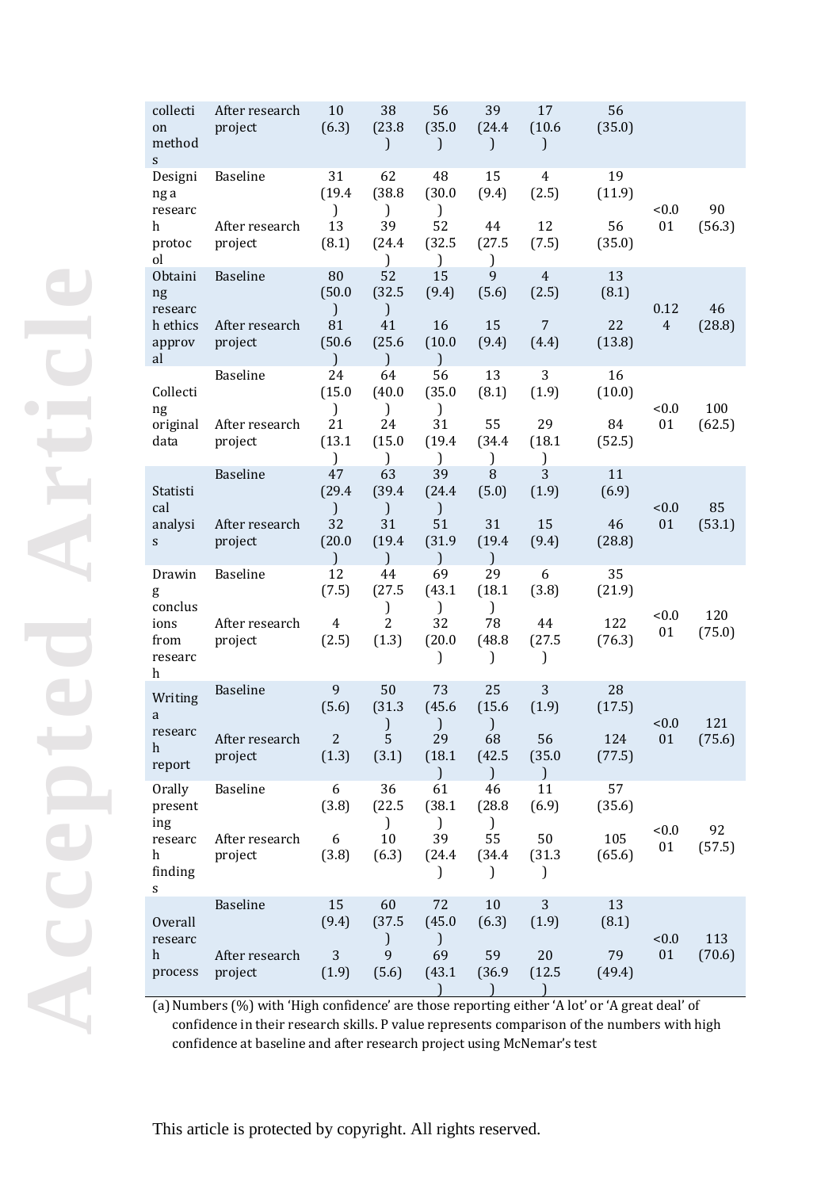| | | | | | | | | | |
|---|---|---|---|---|---|---|---|---|---|
| collection methods | After research project | 10 (6.3) | 38 (23.8) | 56 (35.0) | 39 (24.4) | 17 (10.6) | 56 (35.0) | | |
| Designing a research protocol | Baseline | 31 (19.4) | 62 (38.8) | 48 (30.0) | 15 (9.4) | 4 (2.5) | 19 (11.9) | <0.001 | 90 (56.3) |
| | After research project | 13 (8.1) | 39 (24.4) | 52 (32.5) | 44 (27.5) | 12 (7.5) | 56 (35.0) | | |
| Obtaining research ethics approval | Baseline | 80 (50.0) | 52 (32.5) | 15 (9.4) | 9 (5.6) | 4 (2.5) | 13 (8.1) | 0.124 | 46 (28.8) |
| | After research project | 81 (50.6) | 41 (25.6) | 16 (10.0) | 15 (9.4) | 7 (4.4) | 22 (13.8) | | |
| Collecting original data | Baseline | 24 (15.0) | 64 (40.0) | 56 (35.0) | 13 (8.1) | 3 (1.9) | 16 (10.0) | <0.001 | 100 (62.5) |
| | After research project | 21 (13.1) | 24 (15.0) | 31 (19.4) | 55 (34.4) | 29 (18.1) | 84 (52.5) | | |
| Statistical analysis | Baseline | 47 (29.4) | 63 (39.4) | 39 (24.4) | 8 (5.0) | 3 (1.9) | 11 (6.9) | <0.001 | 85 (53.1) |
| | After research project | 32 (20.0) | 31 (19.4) | 51 (31.9) | 31 (19.4) | 15 (9.4) | 46 (28.8) | | |
| Drawing conclusions from research | Baseline | 12 (7.5) | 44 (27.5) | 69 (43.1) | 29 (18.1) | 6 (3.8) | 35 (21.9) | <0.001 | 120 (75.0) |
| | After research project | 4 (2.5) | 2 (1.3) | 32 (20.0) | 78 (48.8) | 44 (27.5) | 122 (76.3) | | |
| Writing a research report | Baseline | 9 (5.6) | 50 (31.3) | 73 (45.6) | 25 (15.6) | 3 (1.9) | 28 (17.5) | <0.001 | 121 (75.6) |
| | After research project | 2 (1.3) | 5 (3.1) | 29 (18.1) | 68 (42.5) | 56 (35.0) | 124 (77.5) | | |
| Orally presenting research findings | Baseline | 6 (3.8) | 36 (22.5) | 61 (38.1) | 46 (28.8) | 11 (6.9) | 57 (35.6) | <0.001 | 92 (57.5) |
| | After research project | 6 (3.8) | 10 (6.3) | 39 (24.4) | 55 (34.4) | 50 (31.3) | 105 (65.6) | | |
| Overall research process | Baseline | 15 (9.4) | 60 (37.5) | 72 (45.0) | 10 (6.3) | 3 (1.9) | 13 (8.1) | <0.001 | 113 (70.6) |
| | After research project | 3 (1.9) | 9 (5.6) | 69 (43.1) | 59 (36.9) | 20 (12.5) | 79 (49.4) | | |

(a) Numbers (%) with 'High confidence' are those reporting either 'A lot' or 'A great deal' of confidence in their research skills. P value represents comparison of the numbers with high confidence at baseline and after research project using McNemar's test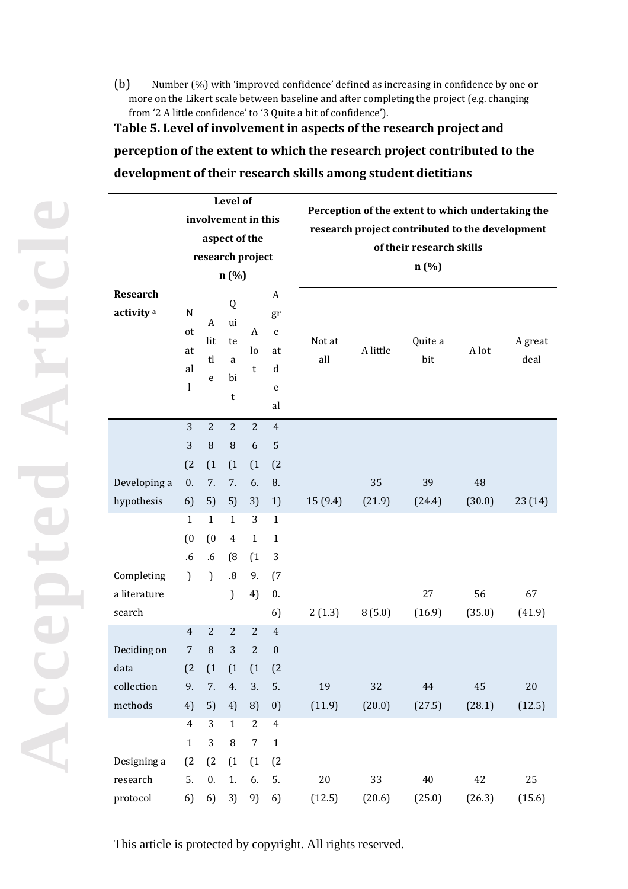(b) Number (%) with 'improved confidence' defined as increasing in confidence by one or more on the Likert scale between baseline and after completing the project (e.g. changing from '2 A little confidence' to '3 Quite a bit of confidence').

**Table 5. Level of involvement in aspects of the research project and perception of the extent to which the research project contributed to the development of their research skills among student dietitians**

| Research activity [a] | Level of involvement in this aspect of the research project n (%) | | | | | Perception of the extent to which undertaking the research project contributed to the development of their research skills n (%) | | | | |
|---|---|---|---|---|---|---|---|---|---|---|
| | Not at all | A little | Quite a bit | A lot | A great deal | Not at all | A little | Quite a bit | A lot | A great deal |
| Developing a hypothesis | 33 (20.6) | 28 (17.5) | 28 (17.5) | 26 (16.3) | 45 (28.1) | 15 (9.4) | 35 (21.9) | 39 (24.4) | 48 (30.0) | 23 (14) |
| Completing a literature search | 1 (0.6) | 1 (0.6) | 14 (8.8) | 31 (19.4) | 113 (70.6) | 2 (1.3) | 8 (5.0) | 27 (16.9) | 56 (35.0) | 67 (41.9) |
| Deciding on data collection methods | 47 (29.4) | 28 (17.5) | 23 (14.4) | 22 (13.8) | 40 (25.0) | 19 (11.9) | 32 (20.0) | 44 (27.5) | 45 (28.1) | 20 (12.5) |
| Designing a research protocol | 41 (25.6) | 33 (20.6) | 18 (11.3) | 27 (16.9) | 41 (25.6) | 20 (12.5) | 33 (20.6) | 40 (25.0) | 42 (26.3) | 25 (15.6) |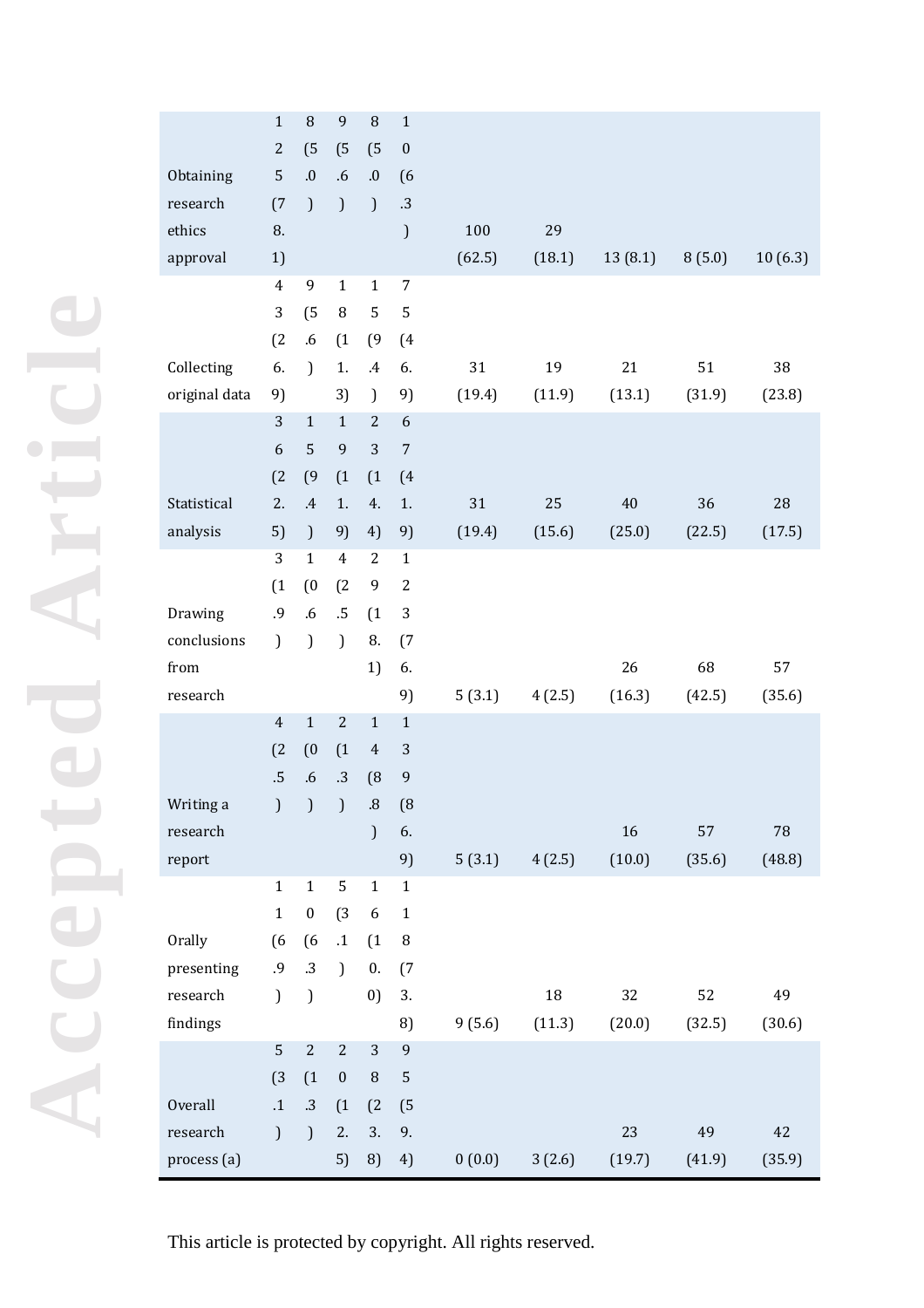| | | | | | | | | | | |
|---|---|---|---|---|---|---|---|---|---|---|
| Obtaining research ethics approval | 125 (78.1) | 8 (5.0) | 9 (5.6) | 8 (5.0) | 10 (6.3) | 100 (62.5) | 29 (18.1) | 13 (8.1) | 8 (5.0) | 10 (6.3) |
| Collecting original data | 43 (26.9) | 9 (5.6) | 18 (11.3) | 15 (9.4) | 75 (46.9) | 31 (19.4) | 19 (11.9) | 21 (13.1) | 51 (31.9) | 38 (23.8) |
| Statistical analysis | 36 (22.5) | 15 (9.4) | 19 (11.9) | 23 (14.4) | 67 (41.9) | 31 (19.4) | 25 (15.6) | 40 (25.0) | 36 (22.5) | 28 (17.5) |
| Drawing conclusions from research | 3 (1.9) | 1 (0.6) | 4 (2.5) | 29 (18.1) | 123 (76.9) | 5 (3.1) | 4 (2.5) | 26 (16.3) | 68 (42.5) | 57 (35.6) |
| Writing a research report | 4 (2.5) | 1 (0.6) | 2 (1.3) | 14 (8.8) | 139 (86.9) | 5 (3.1) | 4 (2.5) | 16 (10.0) | 57 (35.6) | 78 (48.8) |
| Orally presenting research findings | 11 (6.9) | 10 (6.3) | 5 (3.1) | 16 (10.0) | 118 (73.8) | 9 (5.6) | 18 (11.3) | 32 (20.0) | 52 (32.5) | 49 (30.6) |
| Overall research process (a) | 5 (3.1) | 2 (1.3) | 20 (12.5) | 38 (23.8) | 95 (59.4) | 0 (0.0) | 3 (2.6) | 23 (19.7) | 49 (41.9) | 42 (35.9) |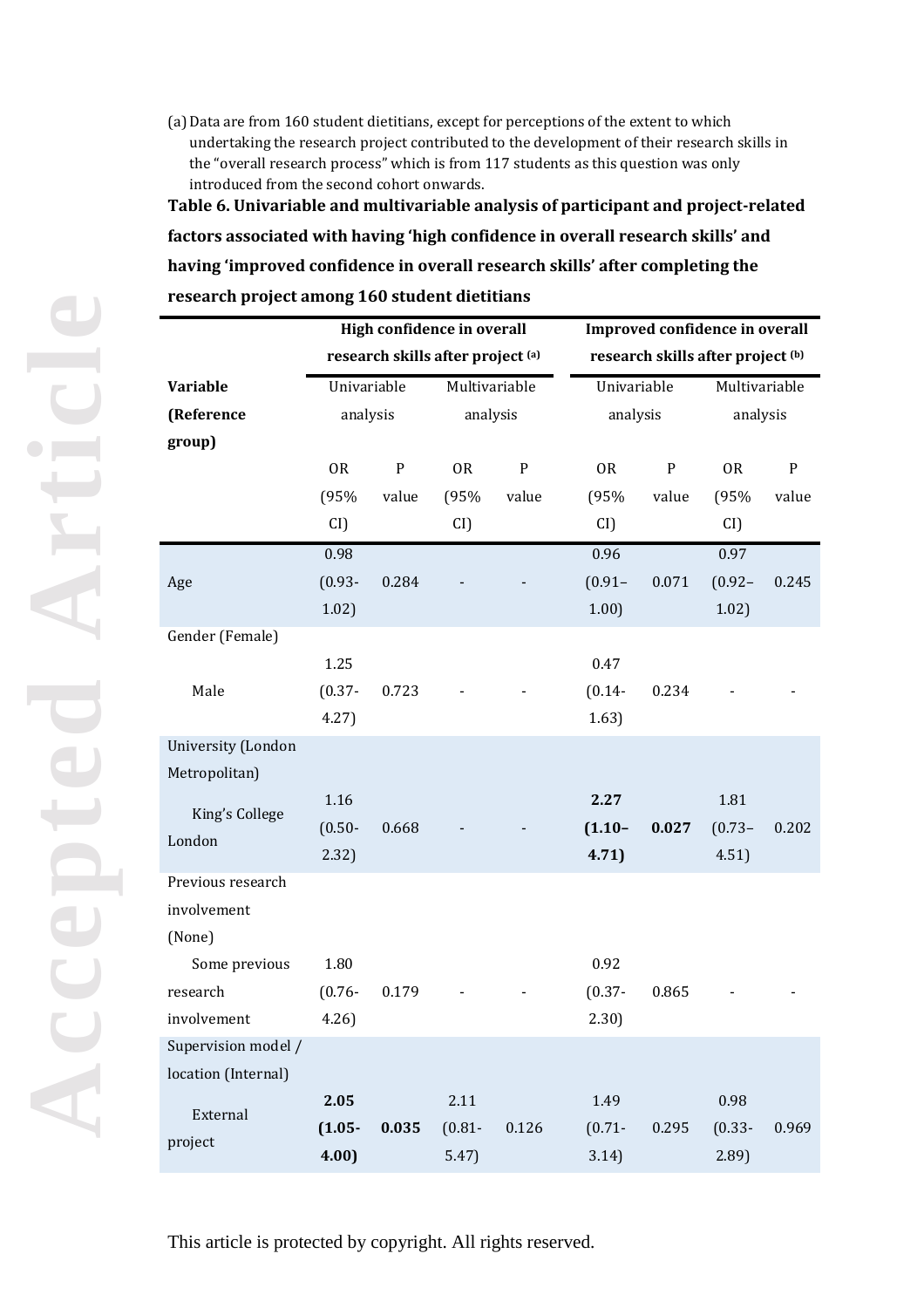(a) Data are from 160 student dietitians, except for perceptions of the extent to which undertaking the research project contributed to the development of their research skills in the "overall research process" which is from 117 students as this question was only introduced from the second cohort onwards.

**Table 6. Univariable and multivariable analysis of participant and project-related factors associated with having 'high confidence in overall research skills' and having 'improved confidence in overall research skills' after completing the research project among 160 student dietitians**

| | High confidence in overall research skills after project [(a)] | | | | Improved confidence in overall research skills after project [(b)] | | | |
|---|---|---|---|---|---|---|---|---|
| **Variable (Reference group)** | Univariable analysis | | Multivariable analysis | | Univariable analysis | | Multivariable analysis | |
| | OR (95% CI) | P value | OR (95% CI) | P value | OR (95% CI) | P value | OR (95% CI) | P value |
| Age | 0.98 (0.93-1.02) | 0.284 | - | - | 0.96 (0.91–1.00) | 0.071 | 0.97 (0.92–1.02) | 0.245 |
| Gender (Female) | | | | | | | | |
| Male | 1.25 (0.37-4.27) | 0.723 | - | - | 0.47 (0.14-1.63) | 0.234 | - | - |
| University (London Metropolitan) | | | | | | | | |
| King's College London | 1.16 (0.50-2.32) | 0.668 | - | - | **2.27 (1.10–4.71)** | **0.027** | 1.81 (0.73–4.51) | 0.202 |
| Previous research involvement (None) | | | | | | | | |
| Some previous research involvement | 1.80 (0.76-4.26) | 0.179 | - | - | 0.92 (0.37-2.30) | 0.865 | - | - |
| Supervision model / location (Internal) | | | | | | | | |
| External project | **2.05 (1.05-4.00)** | **0.035** | 2.11 (0.81-5.47) | 0.126 | 1.49 (0.71-3.14) | 0.295 | 0.98 (0.33-2.89) | 0.969 |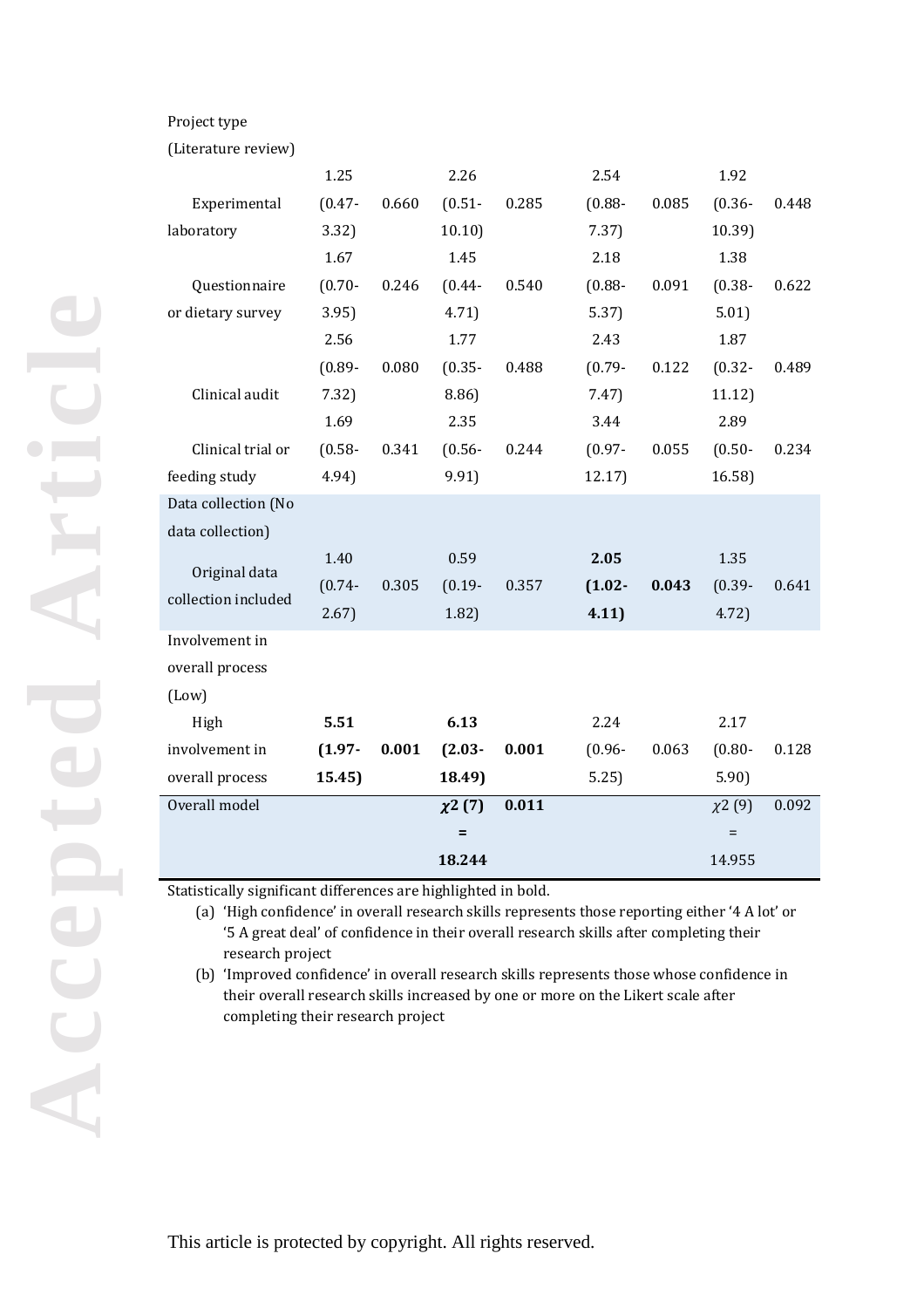| | | | | | | | | |
|---|---|---|---|---|---|---|---|---|
| Project type (Literature review) | | | | | | | | |
| Experimental laboratory | 1.25 (0.47-3.32) | 0.660 | 2.26 (0.51-10.10) | 0.285 | 2.54 (0.88-7.37) | 0.085 | 1.92 (0.36-10.39) | 0.448 |
| Questionnaire or dietary survey | 1.67 (0.70-3.95) | 0.246 | 1.45 (0.44-4.71) | 0.540 | 2.18 (0.88-5.37) | 0.091 | 1.38 (0.38-5.01) | 0.622 |
| Clinical audit | 2.56 (0.89-7.32) | 0.080 | 1.77 (0.35-8.86) | 0.488 | 2.43 (0.79-7.47) | 0.122 | 1.87 (0.32-11.12) | 0.489 |
| Clinical trial or feeding study | 1.69 (0.58-4.94) | 0.341 | 2.35 (0.56-9.91) | 0.244 | 3.44 (0.97-12.17) | 0.055 | 2.89 (0.50-16.58) | 0.234 |
| Data collection (No data collection) | | | | | | | | |
| Original data collection included | 1.40 (0.74-2.67) | 0.305 | 0.59 (0.19-1.82) | 0.357 | **2.05 (1.02-4.11)** | **0.043** | 1.35 (0.39-4.72) | 0.641 |
| Involvement in overall process (Low) | | | | | | | | |
| High involvement in overall process | **5.51 (1.97-15.45)** | **0.001** | **6.13 (2.03-18.49)** | **0.001** | 2.24 (0.96-5.25) | 0.063 | 2.17 (0.80-5.90) | 0.128 |
| Overall model | | | **$\chi2$ (7) = 18.244** | **0.011** | | | $\chi2$ (9) = 14.955 | 0.092 |

Statistically significant differences are highlighted in bold.

(a) 'High confidence' in overall research skills represents those reporting either '4 A lot' or '5 A great deal' of confidence in their overall research skills after completing their research project

(b) 'Improved confidence' in overall research skills represents those whose confidence in their overall research skills increased by one or more on the Likert scale after completing their research project